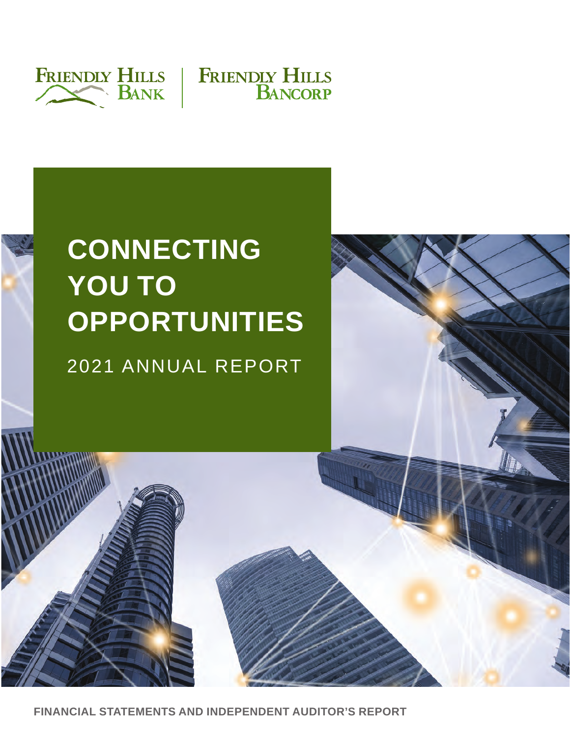FRIENDLY HILLS BANK | FRIENDLY HILLS BANCORP

# CONNECTING YOU TO OPPORTUNITIES

2021 ANNUAL REPORT

**FINANCIAL STATEMENTS AND INDEPENDENT AUDITOR'S REPORT**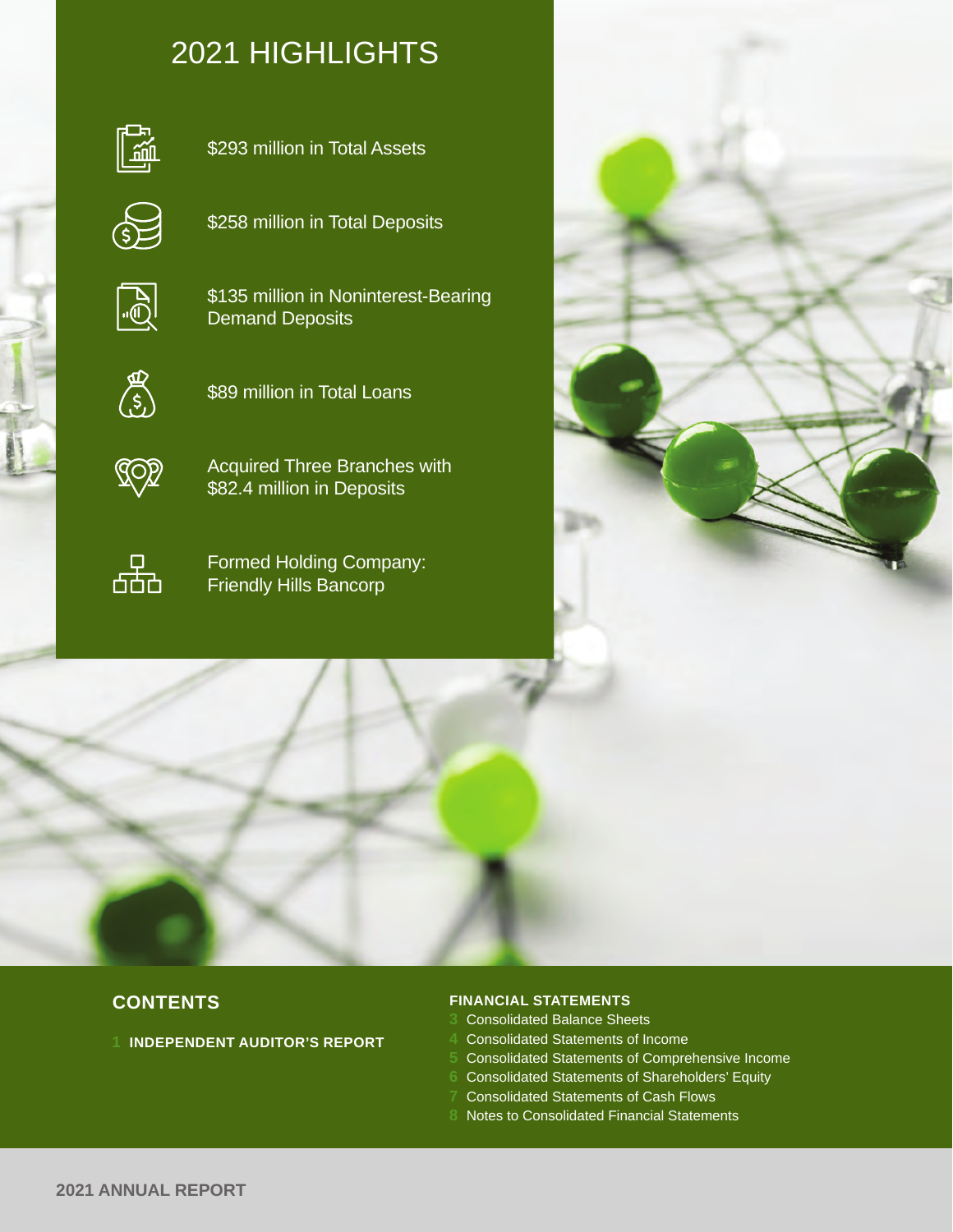# 2021 HIGHLIGHTS

- $293 million in Total Assets
- $258 million in Total Deposits
- $135 million in Noninterest-Bearing Demand Deposits
- $89 million in Total Loans
- Acquired Three Branches with $82.4 million in Deposits
- Formed Holding Company: Friendly Hills Bancorp

## CONTENTS

1 **INDEPENDENT AUDITOR'S REPORT**

**FINANCIAL STATEMENTS**

3 Consolidated Balance Sheets
4 Consolidated Statements of Income
5 Consolidated Statements of Comprehensive Income
6 Consolidated Statements of Shareholders' Equity
7 Consolidated Statements of Cash Flows
8 Notes to Consolidated Financial Statements

**2021 ANNUAL REPORT**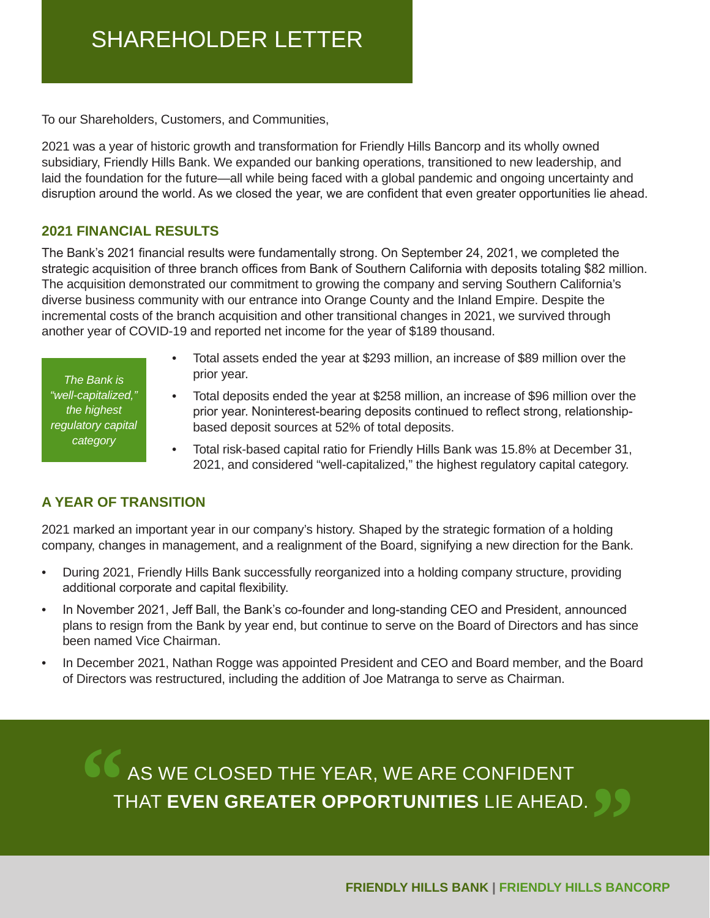# SHAREHOLDER LETTER

To our Shareholders, Customers, and Communities,

2021 was a year of historic growth and transformation for Friendly Hills Bancorp and its wholly owned subsidiary, Friendly Hills Bank. We expanded our banking operations, transitioned to new leadership, and laid the foundation for the future—all while being faced with a global pandemic and ongoing uncertainty and disruption around the world. As we closed the year, we are confident that even greater opportunities lie ahead.

## 2021 FINANCIAL RESULTS

The Bank's 2021 financial results were fundamentally strong. On September 24, 2021, we completed the strategic acquisition of three branch offices from Bank of Southern California with deposits totaling $82 million. The acquisition demonstrated our commitment to growing the company and serving Southern California's diverse business community with our entrance into Orange County and the Inland Empire. Despite the incremental costs of the branch acquisition and other transitional changes in 2021, we survived through another year of COVID-19 and reported net income for the year of $189 thousand.

*The Bank is "well-capitalized," the highest regulatory capital category*

- Total assets ended the year at $293 million, an increase of $89 million over the prior year.
- Total deposits ended the year at $258 million, an increase of $96 million over the prior year. Noninterest-bearing deposits continued to reflect strong, relationship-based deposit sources at 52% of total deposits.
- Total risk-based capital ratio for Friendly Hills Bank was 15.8% at December 31, 2021, and considered "well-capitalized," the highest regulatory capital category.

## A YEAR OF TRANSITION

2021 marked an important year in our company's history. Shaped by the strategic formation of a holding company, changes in management, and a realignment of the Board, signifying a new direction for the Bank.

- During 2021, Friendly Hills Bank successfully reorganized into a holding company structure, providing additional corporate and capital flexibility.
- In November 2021, Jeff Ball, the Bank's co-founder and long-standing CEO and President, announced plans to resign from the Bank by year end, but continue to serve on the Board of Directors and has since been named Vice Chairman.
- In December 2021, Nathan Rogge was appointed President and CEO and Board member, and the Board of Directors was restructured, including the addition of Joe Matranga to serve as Chairman.

> "AS WE CLOSED THE YEAR, WE ARE CONFIDENT THAT **EVEN GREATER OPPORTUNITIES** LIE AHEAD."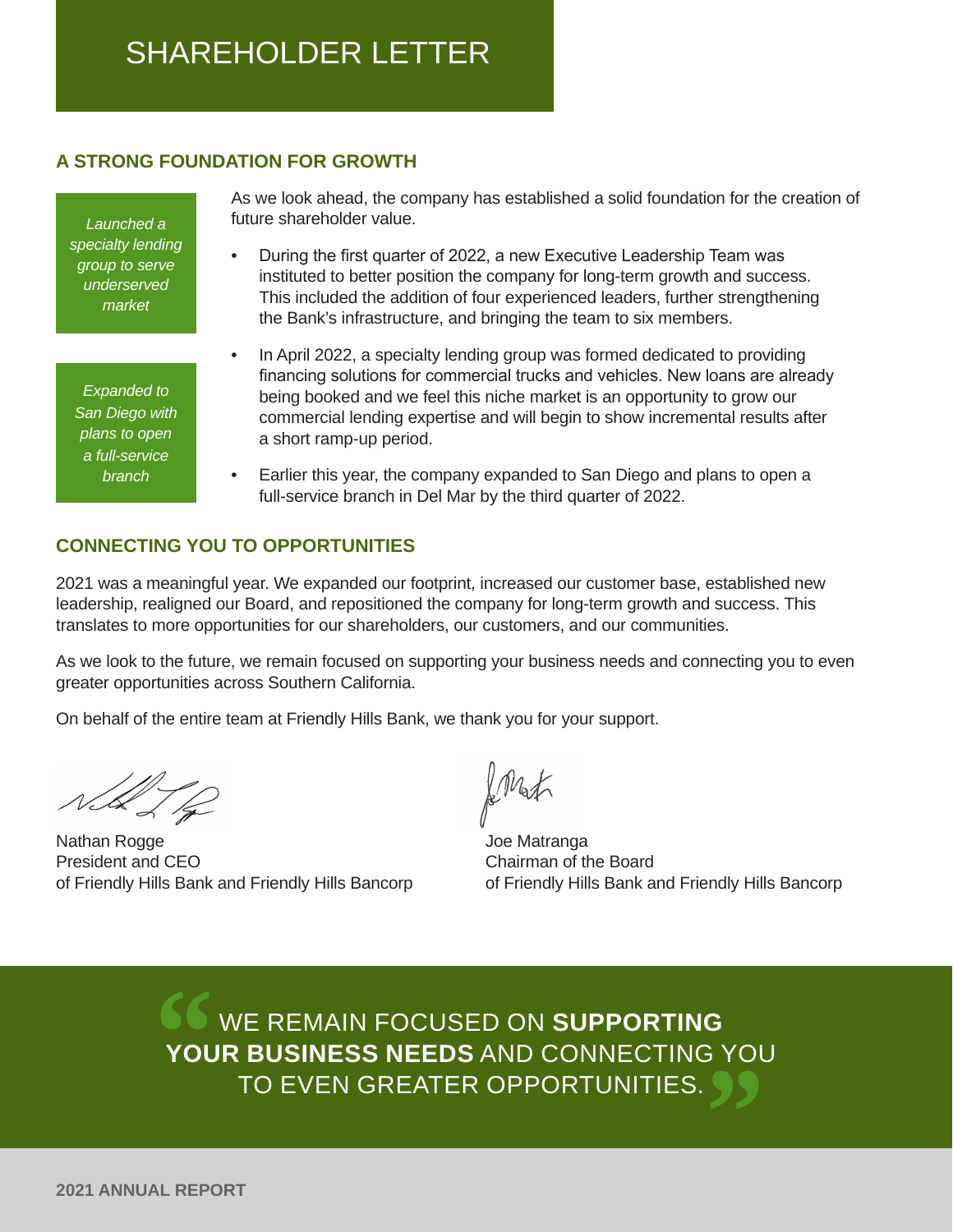# SHAREHOLDER LETTER

## A STRONG FOUNDATION FOR GROWTH

*Launched a specialty lending group to serve underserved market*

*Expanded to San Diego with plans to open a full-service branch*

As we look ahead, the company has established a solid foundation for the creation of future shareholder value.

- During the first quarter of 2022, a new Executive Leadership Team was instituted to better position the company for long-term growth and success. This included the addition of four experienced leaders, further strengthening the Bank's infrastructure, and bringing the team to six members.
- In April 2022, a specialty lending group was formed dedicated to providing financing solutions for commercial trucks and vehicles. New loans are already being booked and we feel this niche market is an opportunity to grow our commercial lending expertise and will begin to show incremental results after a short ramp-up period.
- Earlier this year, the company expanded to San Diego and plans to open a full-service branch in Del Mar by the third quarter of 2022.

## CONNECTING YOU TO OPPORTUNITIES

2021 was a meaningful year. We expanded our footprint, increased our customer base, established new leadership, realigned our Board, and repositioned the company for long-term growth and success. This translates to more opportunities for our shareholders, our customers, and our communities.

As we look to the future, we remain focused on supporting your business needs and connecting you to even greater opportunities across Southern California.

On behalf of the entire team at Friendly Hills Bank, we thank you for your support.

Nathan Rogge
President and CEO
of Friendly Hills Bank and Friendly Hills Bancorp

Joe Matranga
Chairman of the Board
of Friendly Hills Bank and Friendly Hills Bancorp

"WE REMAIN FOCUSED ON **SUPPORTING YOUR BUSINESS NEEDS** AND CONNECTING YOU TO EVEN GREATER OPPORTUNITIES."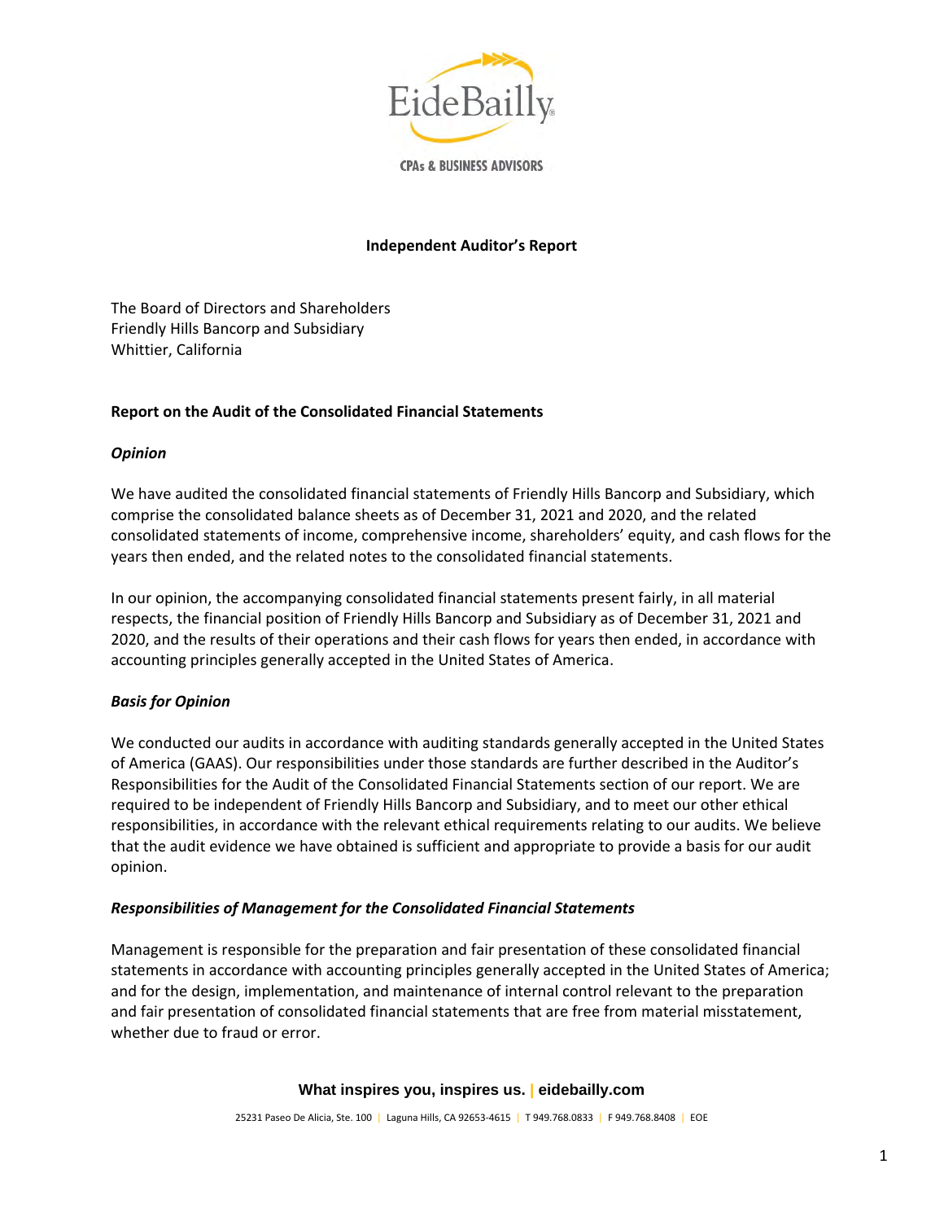# Independent Auditor's Report

The Board of Directors and Shareholders
Friendly Hills Bancorp and Subsidiary
Whittier, California

## Report on the Audit of the Consolidated Financial Statements

### *Opinion*

We have audited the consolidated financial statements of Friendly Hills Bancorp and Subsidiary, which comprise the consolidated balance sheets as of December 31, 2021 and 2020, and the related consolidated statements of income, comprehensive income, shareholders' equity, and cash flows for the years then ended, and the related notes to the consolidated financial statements.

In our opinion, the accompanying consolidated financial statements present fairly, in all material respects, the financial position of Friendly Hills Bancorp and Subsidiary as of December 31, 2021 and 2020, and the results of their operations and their cash flows for years then ended, in accordance with accounting principles generally accepted in the United States of America.

### *Basis for Opinion*

We conducted our audits in accordance with auditing standards generally accepted in the United States of America (GAAS). Our responsibilities under those standards are further described in the Auditor's Responsibilities for the Audit of the Consolidated Financial Statements section of our report. We are required to be independent of Friendly Hills Bancorp and Subsidiary, and to meet our other ethical responsibilities, in accordance with the relevant ethical requirements relating to our audits. We believe that the audit evidence we have obtained is sufficient and appropriate to provide a basis for our audit opinion.

### *Responsibilities of Management for the Consolidated Financial Statements*

Management is responsible for the preparation and fair presentation of these consolidated financial statements in accordance with accounting principles generally accepted in the United States of America; and for the design, implementation, and maintenance of internal control relevant to the preparation and fair presentation of consolidated financial statements that are free from material misstatement, whether due to fraud or error.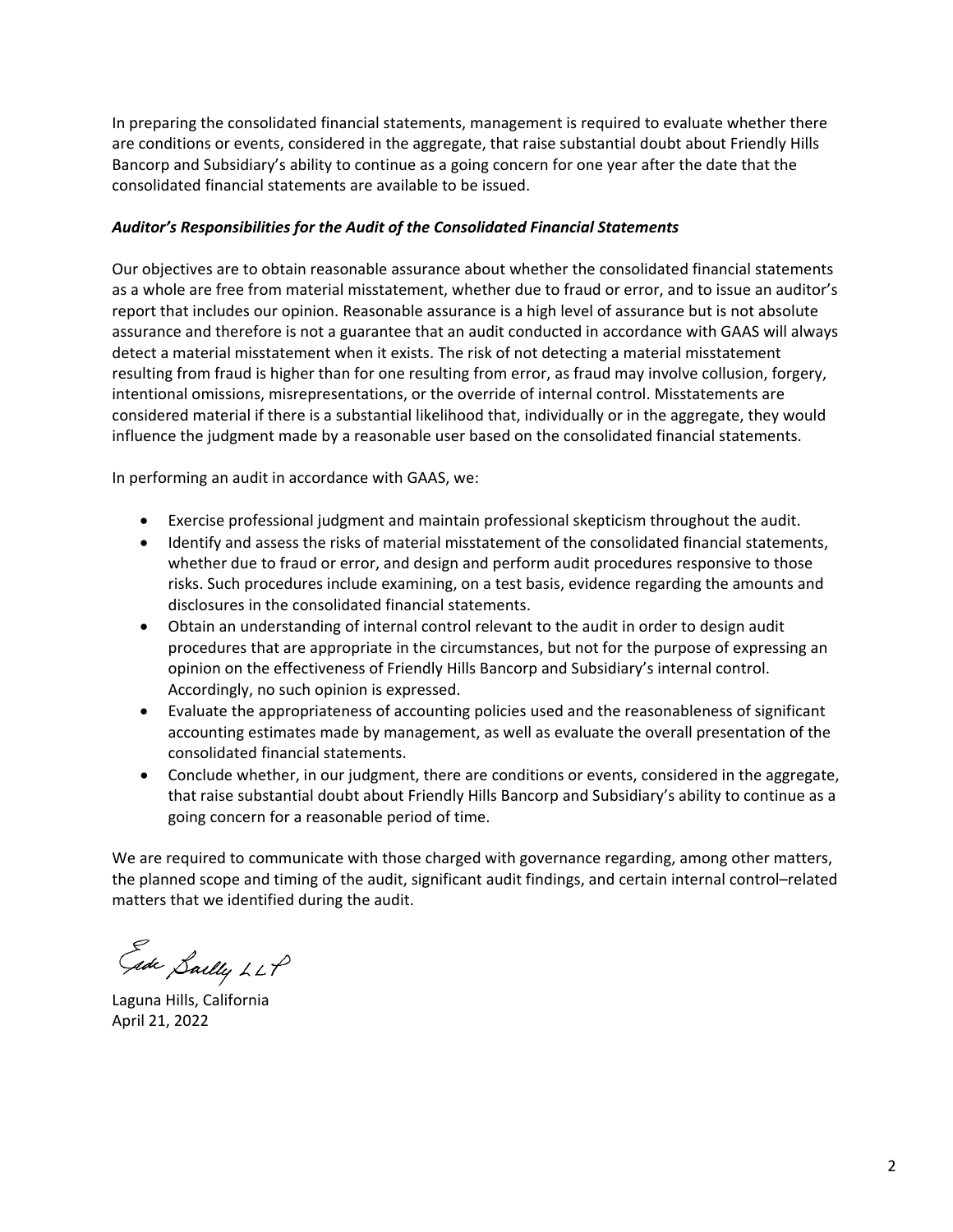In preparing the consolidated financial statements, management is required to evaluate whether there are conditions or events, considered in the aggregate, that raise substantial doubt about Friendly Hills Bancorp and Subsidiary's ability to continue as a going concern for one year after the date that the consolidated financial statements are available to be issued.

***Auditor's Responsibilities for the Audit of the Consolidated Financial Statements***

Our objectives are to obtain reasonable assurance about whether the consolidated financial statements as a whole are free from material misstatement, whether due to fraud or error, and to issue an auditor's report that includes our opinion. Reasonable assurance is a high level of assurance but is not absolute assurance and therefore is not a guarantee that an audit conducted in accordance with GAAS will always detect a material misstatement when it exists. The risk of not detecting a material misstatement resulting from fraud is higher than for one resulting from error, as fraud may involve collusion, forgery, intentional omissions, misrepresentations, or the override of internal control. Misstatements are considered material if there is a substantial likelihood that, individually or in the aggregate, they would influence the judgment made by a reasonable user based on the consolidated financial statements.

In performing an audit in accordance with GAAS, we:

- Exercise professional judgment and maintain professional skepticism throughout the audit.
- Identify and assess the risks of material misstatement of the consolidated financial statements, whether due to fraud or error, and design and perform audit procedures responsive to those risks. Such procedures include examining, on a test basis, evidence regarding the amounts and disclosures in the consolidated financial statements.
- Obtain an understanding of internal control relevant to the audit in order to design audit procedures that are appropriate in the circumstances, but not for the purpose of expressing an opinion on the effectiveness of Friendly Hills Bancorp and Subsidiary's internal control. Accordingly, no such opinion is expressed.
- Evaluate the appropriateness of accounting policies used and the reasonableness of significant accounting estimates made by management, as well as evaluate the overall presentation of the consolidated financial statements.
- Conclude whether, in our judgment, there are conditions or events, considered in the aggregate, that raise substantial doubt about Friendly Hills Bancorp and Subsidiary's ability to continue as a going concern for a reasonable period of time.

We are required to communicate with those charged with governance regarding, among other matters, the planned scope and timing of the audit, significant audit findings, and certain internal control–related matters that we identified during the audit.

Eide Bailly LLP

Laguna Hills, California
April 21, 2022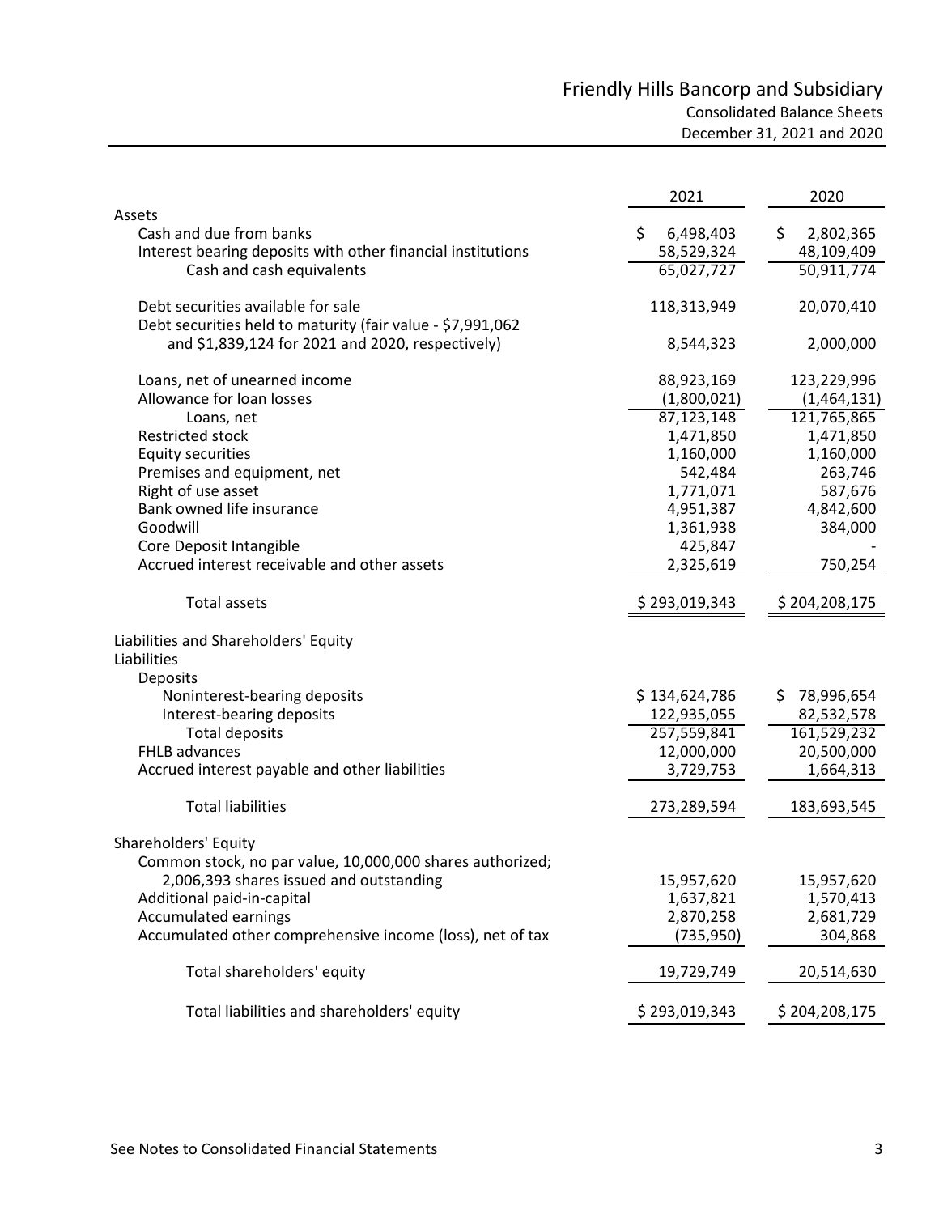# Friendly Hills Bancorp and Subsidiary

## Consolidated Balance Sheets

### December 31, 2021 and 2020

| | 2021 | 2020 |
|---|---|---|
| **Assets** | | |
| Cash and due from banks | $ 6,498,403 | $ 2,802,365 |
| Interest bearing deposits with other financial institutions | 58,529,324 | 48,109,409 |
| Cash and cash equivalents | 65,027,727 | 50,911,774 |
| | | |
| Debt securities available for sale | 118,313,949 | 20,070,410 |
| Debt securities held to maturity (fair value - $7,991,062 and $1,839,124 for 2021 and 2020, respectively) | 8,544,323 | 2,000,000 |
| | | |
| Loans, net of unearned income | 88,923,169 | 123,229,996 |
| Allowance for loan losses | (1,800,021) | (1,464,131) |
| Loans, net | 87,123,148 | 121,765,865 |
| Restricted stock | 1,471,850 | 1,471,850 |
| Equity securities | 1,160,000 | 1,160,000 |
| Premises and equipment, net | 542,484 | 263,746 |
| Right of use asset | 1,771,071 | 587,676 |
| Bank owned life insurance | 4,951,387 | 4,842,600 |
| Goodwill | 1,361,938 | 384,000 |
| Core Deposit Intangible | 425,847 | - |
| Accrued interest receivable and other assets | 2,325,619 | 750,254 |
| | | |
| Total assets | $ 293,019,343 | $ 204,208,175 |
| | | |
| **Liabilities and Shareholders' Equity** | | |
| **Liabilities** | | |
| Deposits | | |
| Noninterest-bearing deposits | $ 134,624,786 | $ 78,996,654 |
| Interest-bearing deposits | 122,935,055 | 82,532,578 |
| Total deposits | 257,559,841 | 161,529,232 |
| FHLB advances | 12,000,000 | 20,500,000 |
| Accrued interest payable and other liabilities | 3,729,753 | 1,664,313 |
| | | |
| Total liabilities | 273,289,594 | 183,693,545 |
| | | |
| **Shareholders' Equity** | | |
| Common stock, no par value, 10,000,000 shares authorized; 2,006,393 shares issued and outstanding | 15,957,620 | 15,957,620 |
| Additional paid-in-capital | 1,637,821 | 1,570,413 |
| Accumulated earnings | 2,870,258 | 2,681,729 |
| Accumulated other comprehensive income (loss), net of tax | (735,950) | 304,868 |
| | | |
| Total shareholders' equity | 19,729,749 | 20,514,630 |
| | | |
| Total liabilities and shareholders' equity | $ 293,019,343 | $ 204,208,175 |

See Notes to Consolidated Financial Statements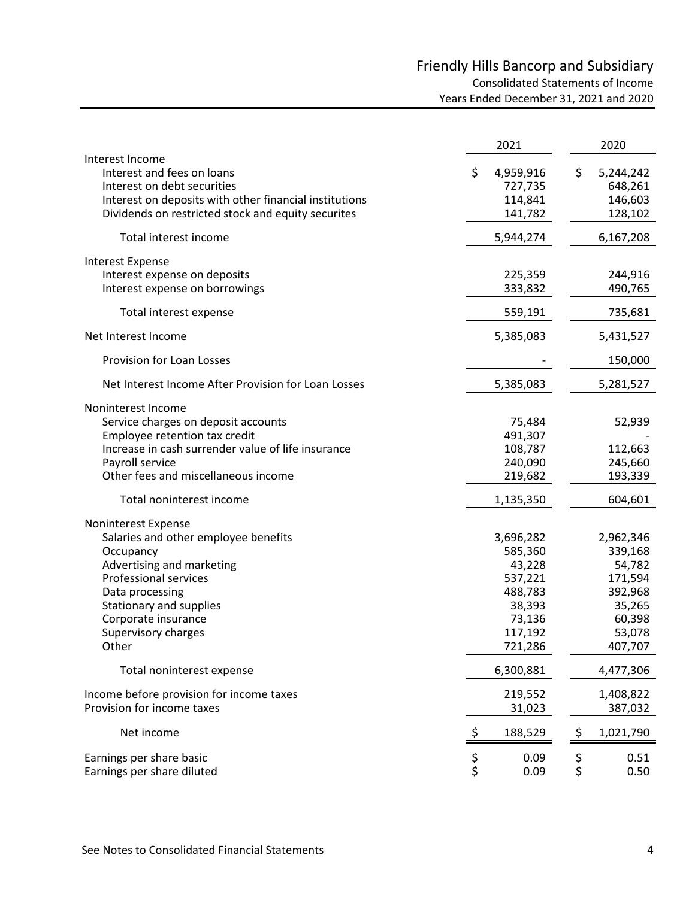# Friendly Hills Bancorp and Subsidiary

## Consolidated Statements of Income

### Years Ended December 31, 2021 and 2020

| | 2021 | 2020 |
|---|---|---|
| **Interest Income** | | |
| Interest and fees on loans | $ 4,959,916 | $ 5,244,242 |
| Interest on debt securities | 727,735 | 648,261 |
| Interest on deposits with other financial institutions | 114,841 | 146,603 |
| Dividends on restricted stock and equity securites | 141,782 | 128,102 |
| Total interest income | 5,944,274 | 6,167,208 |
| **Interest Expense** | | |
| Interest expense on deposits | 225,359 | 244,916 |
| Interest expense on borrowings | 333,832 | 490,765 |
| Total interest expense | 559,191 | 735,681 |
| **Net Interest Income** | 5,385,083 | 5,431,527 |
| Provision for Loan Losses | - | 150,000 |
| Net Interest Income After Provision for Loan Losses | 5,385,083 | 5,281,527 |
| **Noninterest Income** | | |
| Service charges on deposit accounts | 75,484 | 52,939 |
| Employee retention tax credit | 491,307 | - |
| Increase in cash surrender value of life insurance | 108,787 | 112,663 |
| Payroll service | 240,090 | 245,660 |
| Other fees and miscellaneous income | 219,682 | 193,339 |
| Total noninterest income | 1,135,350 | 604,601 |
| **Noninterest Expense** | | |
| Salaries and other employee benefits | 3,696,282 | 2,962,346 |
| Occupancy | 585,360 | 339,168 |
| Advertising and marketing | 43,228 | 54,782 |
| Professional services | 537,221 | 171,594 |
| Data processing | 488,783 | 392,968 |
| Stationary and supplies | 38,393 | 35,265 |
| Corporate insurance | 73,136 | 60,398 |
| Supervisory charges | 117,192 | 53,078 |
| Other | 721,286 | 407,707 |
| Total noninterest expense | 6,300,881 | 4,477,306 |
| Income before provision for income taxes | 219,552 | 1,408,822 |
| Provision for income taxes | 31,023 | 387,032 |
| Net income | $ 188,529 | $ 1,021,790 |
| Earnings per share basic | $ 0.09 | $ 0.51 |
| Earnings per share diluted | $ 0.09 | $ 0.50 |

See Notes to Consolidated Financial Statements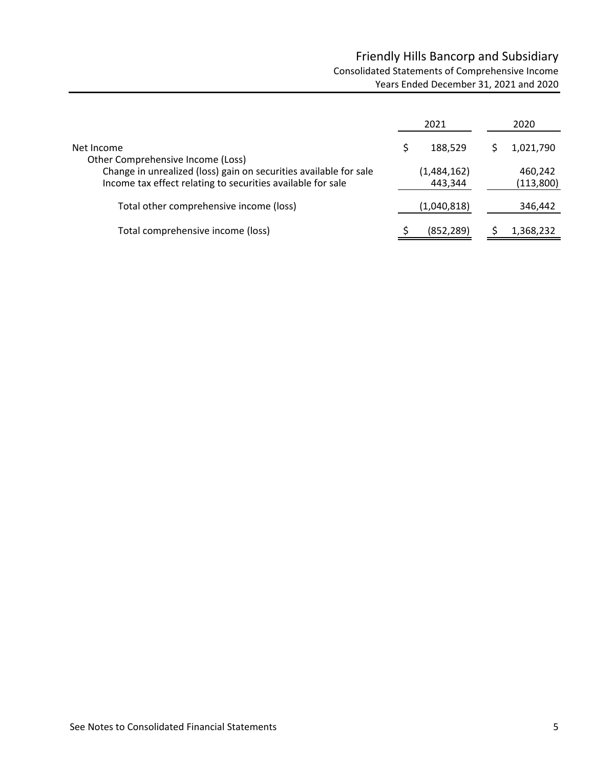# Friendly Hills Bancorp and Subsidiary

## Consolidated Statements of Comprehensive Income

### Years Ended December 31, 2021 and 2020

| | 2021 | 2020 |
|---|---|---|
| Net Income | $ 188,529 | $ 1,021,790 |
| Other Comprehensive Income (Loss) | | |
| Change in unrealized (loss) gain on securities available for sale | (1,484,162) | 460,242 |
| Income tax effect relating to securities available for sale | 443,344 | (113,800) |
| Total other comprehensive income (loss) | (1,040,818) | 346,442 |
| Total comprehensive income (loss) | $ (852,289) | $ 1,368,232 |

See Notes to Consolidated Financial Statements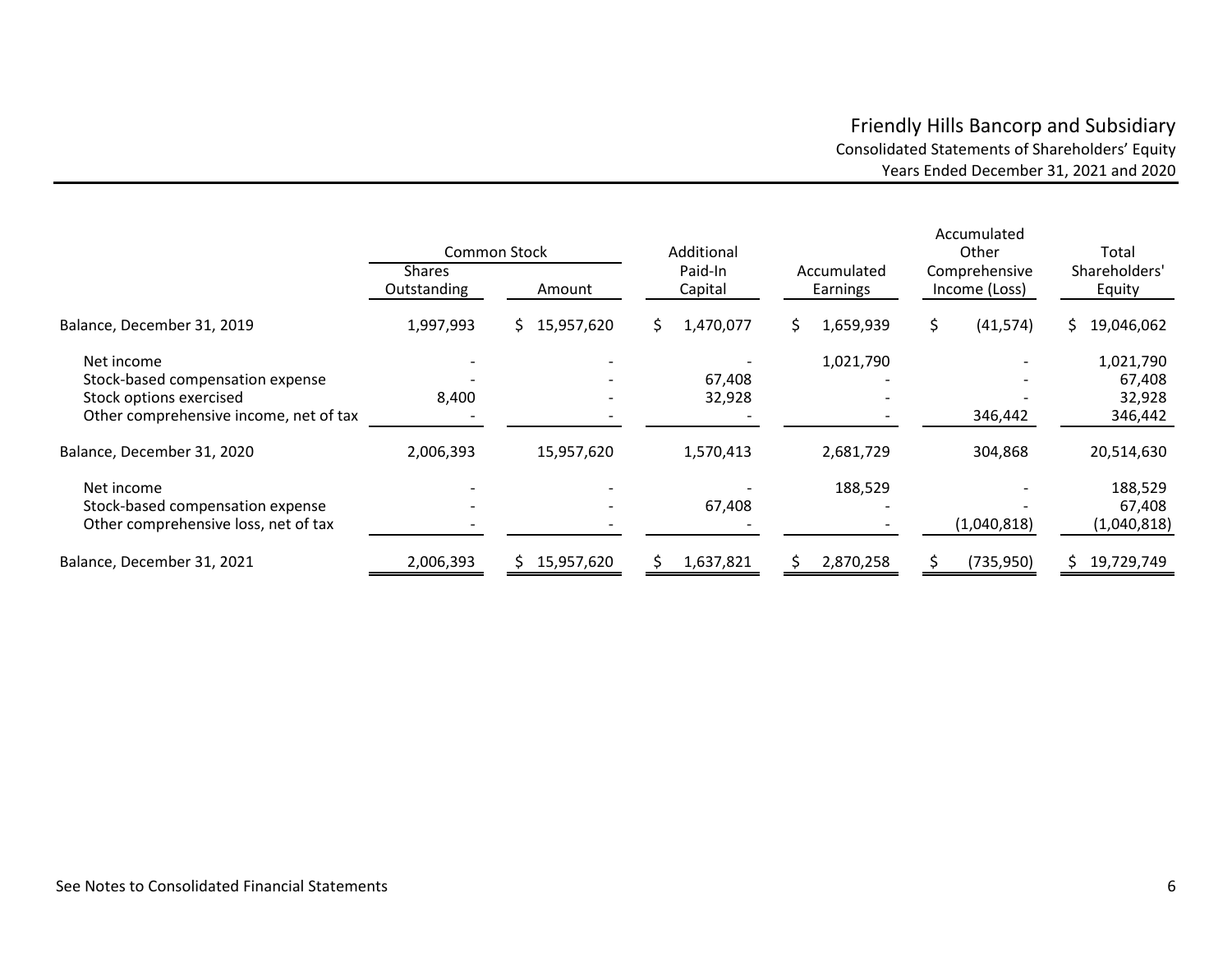# Friendly Hills Bancorp and Subsidiary

## Consolidated Statements of Shareholders' Equity

### Years Ended December 31, 2021 and 2020

| | Common Stock | | Additional Paid-In Capital | Accumulated Earnings | Accumulated Other Comprehensive Income (Loss) | Total Shareholders' Equity |
|---|---|---|---|---|---|---|
| | Shares Outstanding | Amount | | | | |
| Balance, December 31, 2019 | 1,997,993 | $ 15,957,620 | $ 1,470,077 | $ 1,659,939 | $ (41,574) | $ 19,046,062 |
| Net income | - | - | - | 1,021,790 | - | 1,021,790 |
| Stock-based compensation expense | - | - | 67,408 | - | - | 67,408 |
| Stock options exercised | 8,400 | - | 32,928 | - | - | 32,928 |
| Other comprehensive income, net of tax | - | - | - | - | 346,442 | 346,442 |
| Balance, December 31, 2020 | 2,006,393 | 15,957,620 | 1,570,413 | 2,681,729 | 304,868 | 20,514,630 |
| Net income | - | - | - | 188,529 | - | 188,529 |
| Stock-based compensation expense | - | - | 67,408 | - | - | 67,408 |
| Other comprehensive loss, net of tax | - | - | - | - | (1,040,818) | (1,040,818) |
| Balance, December 31, 2021 | 2,006,393 | $ 15,957,620 | $ 1,637,821 | $ 2,870,258 | $ (735,950) | $ 19,729,749 |

See Notes to Consolidated Financial Statements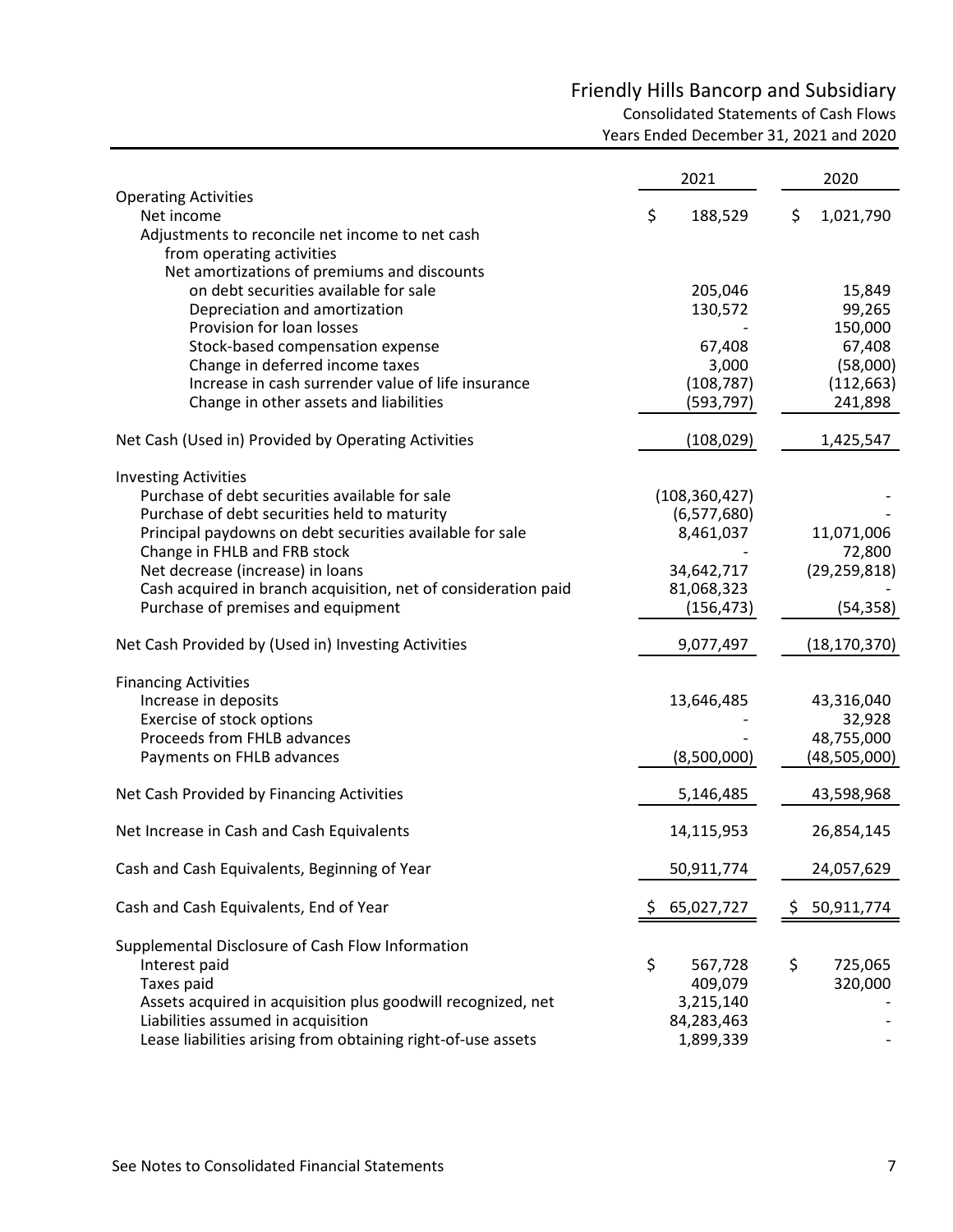# Friendly Hills Bancorp and Subsidiary

## Consolidated Statements of Cash Flows

### Years Ended December 31, 2021 and 2020

| | 2021 | 2020 |
|---|---|---|
| **Operating Activities** | | |
| Net income | $ 188,529 | $ 1,021,790 |
| Adjustments to reconcile net income to net cash from operating activities | | |
| Net amortizations of premiums and discounts on debt securities available for sale | 205,046 | 15,849 |
| Depreciation and amortization | 130,572 | 99,265 |
| Provision for loan losses | - | 150,000 |
| Stock-based compensation expense | 67,408 | 67,408 |
| Change in deferred income taxes | 3,000 | (58,000) |
| Increase in cash surrender value of life insurance | (108,787) | (112,663) |
| Change in other assets and liabilities | (593,797) | 241,898 |
| Net Cash (Used in) Provided by Operating Activities | (108,029) | 1,425,547 |
| **Investing Activities** | | |
| Purchase of debt securities available for sale | (108,360,427) | - |
| Purchase of debt securities held to maturity | (6,577,680) | - |
| Principal paydowns on debt securities available for sale | 8,461,037 | 11,071,006 |
| Change in FHLB and FRB stock | - | 72,800 |
| Net decrease (increase) in loans | 34,642,717 | (29,259,818) |
| Cash acquired in branch acquisition, net of consideration paid | 81,068,323 | - |
| Purchase of premises and equipment | (156,473) | (54,358) |
| Net Cash Provided by (Used in) Investing Activities | 9,077,497 | (18,170,370) |
| **Financing Activities** | | |
| Increase in deposits | 13,646,485 | 43,316,040 |
| Exercise of stock options | - | 32,928 |
| Proceeds from FHLB advances | - | 48,755,000 |
| Payments on FHLB advances | (8,500,000) | (48,505,000) |
| Net Cash Provided by Financing Activities | 5,146,485 | 43,598,968 |
| Net Increase in Cash and Cash Equivalents | 14,115,953 | 26,854,145 |
| Cash and Cash Equivalents, Beginning of Year | 50,911,774 | 24,057,629 |
| Cash and Cash Equivalents, End of Year | $ 65,027,727 | $ 50,911,774 |
| **Supplemental Disclosure of Cash Flow Information** | | |
| Interest paid | $ 567,728 | $ 725,065 |
| Taxes paid | 409,079 | 320,000 |
| Assets acquired in acquisition plus goodwill recognized, net | 3,215,140 | - |
| Liabilities assumed in acquisition | 84,283,463 | - |
| Lease liabilities arising from obtaining right-of-use assets | 1,899,339 | - |

See Notes to Consolidated Financial Statements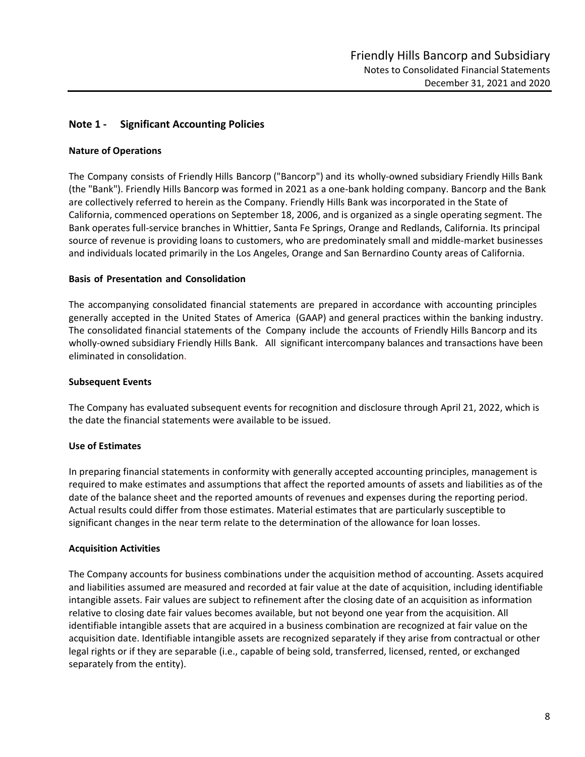## Note 1 - Significant Accounting Policies

### Nature of Operations

The Company consists of Friendly Hills Bancorp ("Bancorp") and its wholly-owned subsidiary Friendly Hills Bank (the "Bank"). Friendly Hills Bancorp was formed in 2021 as a one-bank holding company. Bancorp and the Bank are collectively referred to herein as the Company. Friendly Hills Bank was incorporated in the State of California, commenced operations on September 18, 2006, and is organized as a single operating segment. The Bank operates full-service branches in Whittier, Santa Fe Springs, Orange and Redlands, California. Its principal source of revenue is providing loans to customers, who are predominately small and middle-market businesses and individuals located primarily in the Los Angeles, Orange and San Bernardino County areas of California.

### Basis of Presentation and Consolidation

The accompanying consolidated financial statements are prepared in accordance with accounting principles generally accepted in the United States of America (GAAP) and general practices within the banking industry. The consolidated financial statements of the Company include the accounts of Friendly Hills Bancorp and its wholly-owned subsidiary Friendly Hills Bank. All significant intercompany balances and transactions have been eliminated in consolidation.

### Subsequent Events

The Company has evaluated subsequent events for recognition and disclosure through April 21, 2022, which is the date the financial statements were available to be issued.

### Use of Estimates

In preparing financial statements in conformity with generally accepted accounting principles, management is required to make estimates and assumptions that affect the reported amounts of assets and liabilities as of the date of the balance sheet and the reported amounts of revenues and expenses during the reporting period. Actual results could differ from those estimates. Material estimates that are particularly susceptible to significant changes in the near term relate to the determination of the allowance for loan losses.

### Acquisition Activities

The Company accounts for business combinations under the acquisition method of accounting. Assets acquired and liabilities assumed are measured and recorded at fair value at the date of acquisition, including identifiable intangible assets. Fair values are subject to refinement after the closing date of an acquisition as information relative to closing date fair values becomes available, but not beyond one year from the acquisition. All identifiable intangible assets that are acquired in a business combination are recognized at fair value on the acquisition date. Identifiable intangible assets are recognized separately if they arise from contractual or other legal rights or if they are separable (i.e., capable of being sold, transferred, licensed, rented, or exchanged separately from the entity).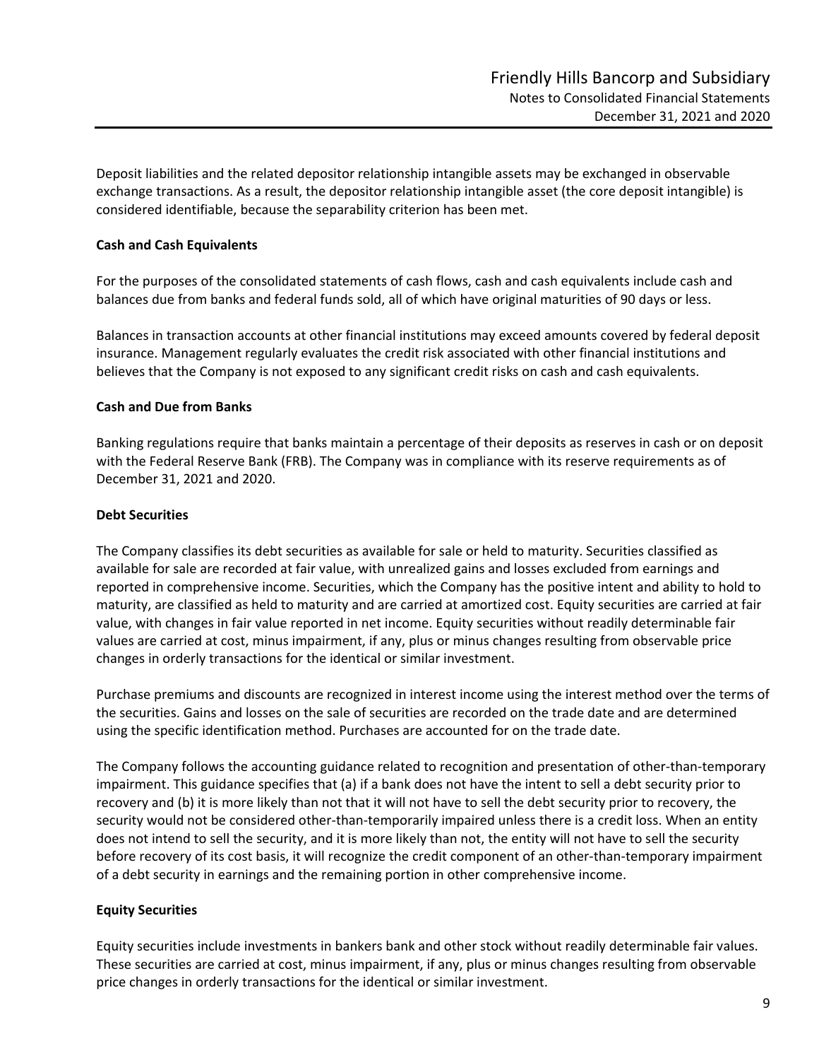Deposit liabilities and the related depositor relationship intangible assets may be exchanged in observable exchange transactions. As a result, the depositor relationship intangible asset (the core deposit intangible) is considered identifiable, because the separability criterion has been met.

**Cash and Cash Equivalents**

For the purposes of the consolidated statements of cash flows, cash and cash equivalents include cash and balances due from banks and federal funds sold, all of which have original maturities of 90 days or less.

Balances in transaction accounts at other financial institutions may exceed amounts covered by federal deposit insurance. Management regularly evaluates the credit risk associated with other financial institutions and believes that the Company is not exposed to any significant credit risks on cash and cash equivalents.

**Cash and Due from Banks**

Banking regulations require that banks maintain a percentage of their deposits as reserves in cash or on deposit with the Federal Reserve Bank (FRB). The Company was in compliance with its reserve requirements as of December 31, 2021 and 2020.

**Debt Securities**

The Company classifies its debt securities as available for sale or held to maturity. Securities classified as available for sale are recorded at fair value, with unrealized gains and losses excluded from earnings and reported in comprehensive income. Securities, which the Company has the positive intent and ability to hold to maturity, are classified as held to maturity and are carried at amortized cost. Equity securities are carried at fair value, with changes in fair value reported in net income. Equity securities without readily determinable fair values are carried at cost, minus impairment, if any, plus or minus changes resulting from observable price changes in orderly transactions for the identical or similar investment.

Purchase premiums and discounts are recognized in interest income using the interest method over the terms of the securities. Gains and losses on the sale of securities are recorded on the trade date and are determined using the specific identification method. Purchases are accounted for on the trade date.

The Company follows the accounting guidance related to recognition and presentation of other-than-temporary impairment. This guidance specifies that (a) if a bank does not have the intent to sell a debt security prior to recovery and (b) it is more likely than not that it will not have to sell the debt security prior to recovery, the security would not be considered other-than-temporarily impaired unless there is a credit loss. When an entity does not intend to sell the security, and it is more likely than not, the entity will not have to sell the security before recovery of its cost basis, it will recognize the credit component of an other-than-temporary impairment of a debt security in earnings and the remaining portion in other comprehensive income.

**Equity Securities**

Equity securities include investments in bankers bank and other stock without readily determinable fair values. These securities are carried at cost, minus impairment, if any, plus or minus changes resulting from observable price changes in orderly transactions for the identical or similar investment.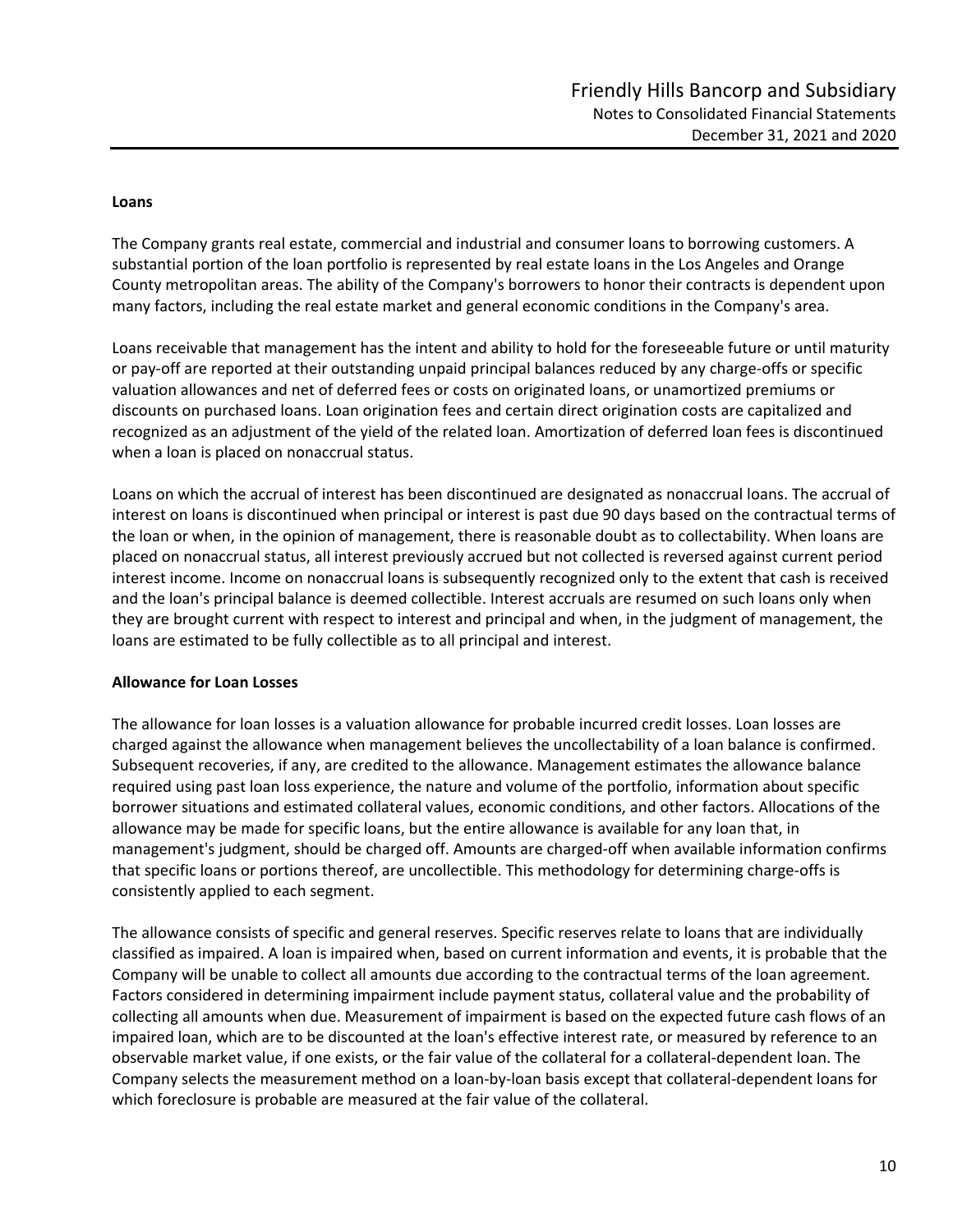## Loans

The Company grants real estate, commercial and industrial and consumer loans to borrowing customers. A substantial portion of the loan portfolio is represented by real estate loans in the Los Angeles and Orange County metropolitan areas. The ability of the Company's borrowers to honor their contracts is dependent upon many factors, including the real estate market and general economic conditions in the Company's area.

Loans receivable that management has the intent and ability to hold for the foreseeable future or until maturity or pay-off are reported at their outstanding unpaid principal balances reduced by any charge-offs or specific valuation allowances and net of deferred fees or costs on originated loans, or unamortized premiums or discounts on purchased loans. Loan origination fees and certain direct origination costs are capitalized and recognized as an adjustment of the yield of the related loan. Amortization of deferred loan fees is discontinued when a loan is placed on nonaccrual status.

Loans on which the accrual of interest has been discontinued are designated as nonaccrual loans. The accrual of interest on loans is discontinued when principal or interest is past due 90 days based on the contractual terms of the loan or when, in the opinion of management, there is reasonable doubt as to collectability. When loans are placed on nonaccrual status, all interest previously accrued but not collected is reversed against current period interest income. Income on nonaccrual loans is subsequently recognized only to the extent that cash is received and the loan's principal balance is deemed collectible. Interest accruals are resumed on such loans only when they are brought current with respect to interest and principal and when, in the judgment of management, the loans are estimated to be fully collectible as to all principal and interest.

## Allowance for Loan Losses

The allowance for loan losses is a valuation allowance for probable incurred credit losses. Loan losses are charged against the allowance when management believes the uncollectability of a loan balance is confirmed. Subsequent recoveries, if any, are credited to the allowance. Management estimates the allowance balance required using past loan loss experience, the nature and volume of the portfolio, information about specific borrower situations and estimated collateral values, economic conditions, and other factors. Allocations of the allowance may be made for specific loans, but the entire allowance is available for any loan that, in management's judgment, should be charged off. Amounts are charged-off when available information confirms that specific loans or portions thereof, are uncollectible. This methodology for determining charge-offs is consistently applied to each segment.

The allowance consists of specific and general reserves. Specific reserves relate to loans that are individually classified as impaired. A loan is impaired when, based on current information and events, it is probable that the Company will be unable to collect all amounts due according to the contractual terms of the loan agreement. Factors considered in determining impairment include payment status, collateral value and the probability of collecting all amounts when due. Measurement of impairment is based on the expected future cash flows of an impaired loan, which are to be discounted at the loan's effective interest rate, or measured by reference to an observable market value, if one exists, or the fair value of the collateral for a collateral-dependent loan. The Company selects the measurement method on a loan-by-loan basis except that collateral-dependent loans for which foreclosure is probable are measured at the fair value of the collateral.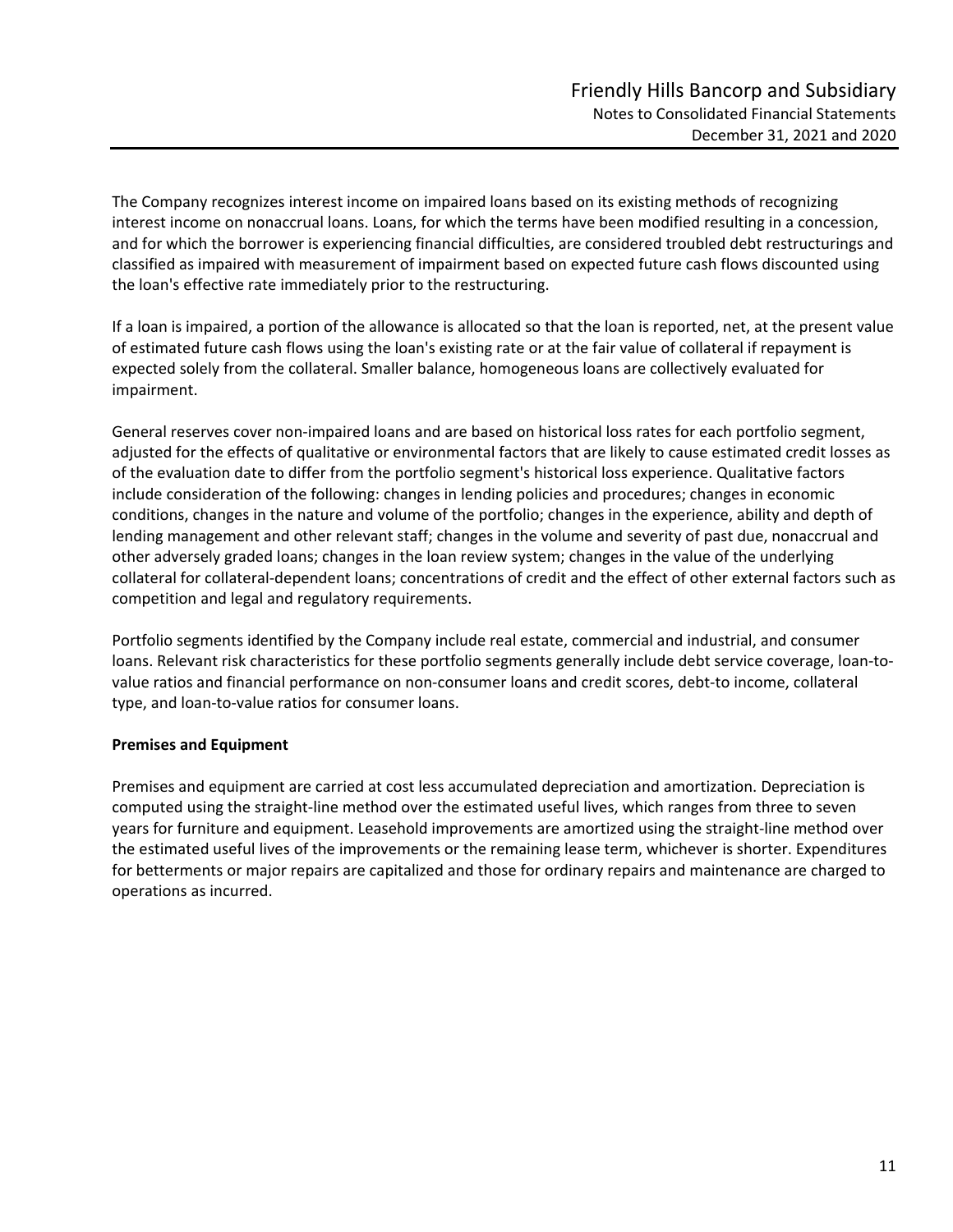The Company recognizes interest income on impaired loans based on its existing methods of recognizing interest income on nonaccrual loans. Loans, for which the terms have been modified resulting in a concession, and for which the borrower is experiencing financial difficulties, are considered troubled debt restructurings and classified as impaired with measurement of impairment based on expected future cash flows discounted using the loan's effective rate immediately prior to the restructuring.

If a loan is impaired, a portion of the allowance is allocated so that the loan is reported, net, at the present value of estimated future cash flows using the loan's existing rate or at the fair value of collateral if repayment is expected solely from the collateral. Smaller balance, homogeneous loans are collectively evaluated for impairment.

General reserves cover non-impaired loans and are based on historical loss rates for each portfolio segment, adjusted for the effects of qualitative or environmental factors that are likely to cause estimated credit losses as of the evaluation date to differ from the portfolio segment's historical loss experience. Qualitative factors include consideration of the following: changes in lending policies and procedures; changes in economic conditions, changes in the nature and volume of the portfolio; changes in the experience, ability and depth of lending management and other relevant staff; changes in the volume and severity of past due, nonaccrual and other adversely graded loans; changes in the loan review system; changes in the value of the underlying collateral for collateral-dependent loans; concentrations of credit and the effect of other external factors such as competition and legal and regulatory requirements.

Portfolio segments identified by the Company include real estate, commercial and industrial, and consumer loans. Relevant risk characteristics for these portfolio segments generally include debt service coverage, loan-to-value ratios and financial performance on non-consumer loans and credit scores, debt-to income, collateral type, and loan-to-value ratios for consumer loans.

**Premises and Equipment**

Premises and equipment are carried at cost less accumulated depreciation and amortization. Depreciation is computed using the straight-line method over the estimated useful lives, which ranges from three to seven years for furniture and equipment. Leasehold improvements are amortized using the straight-line method over the estimated useful lives of the improvements or the remaining lease term, whichever is shorter. Expenditures for betterments or major repairs are capitalized and those for ordinary repairs and maintenance are charged to operations as incurred.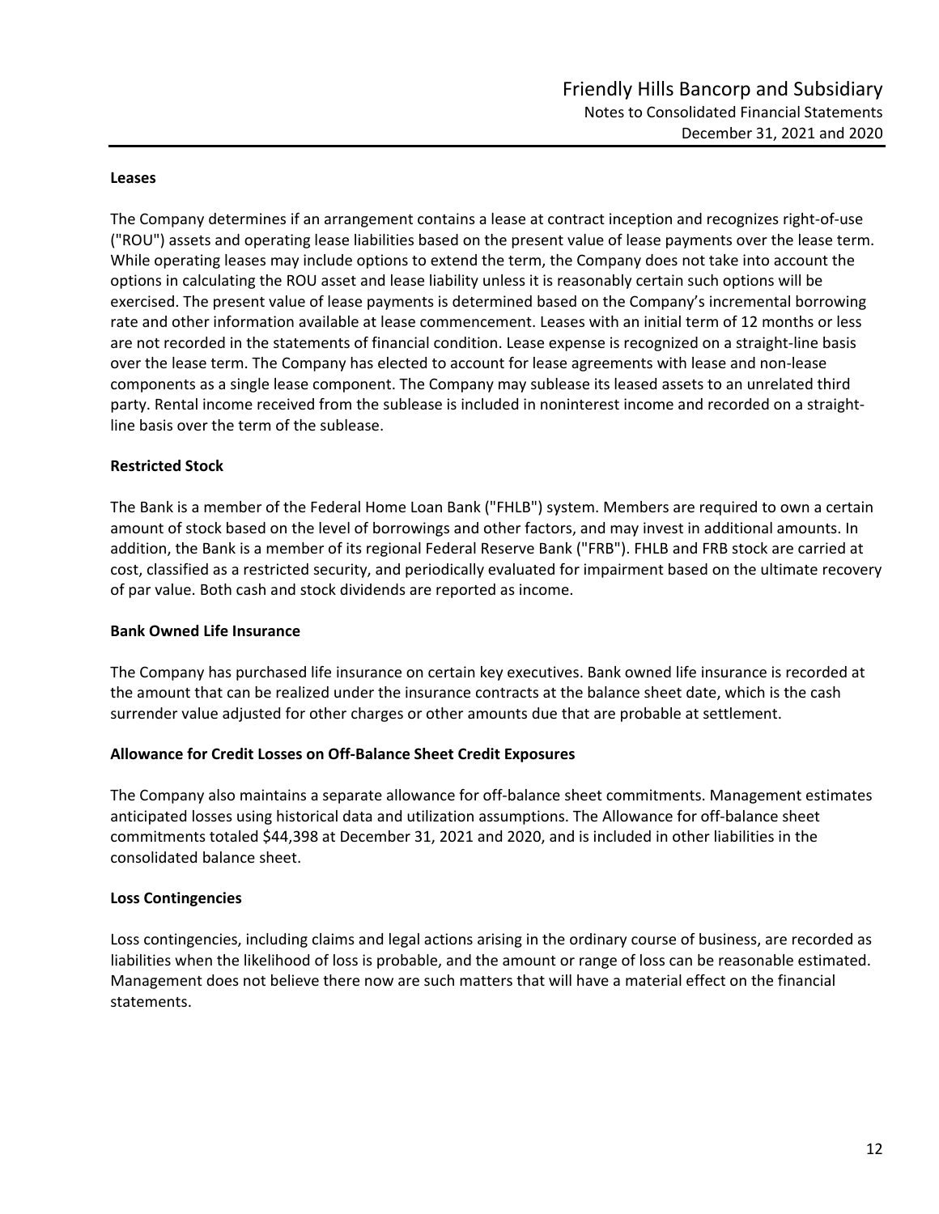**Leases**

The Company determines if an arrangement contains a lease at contract inception and recognizes right-of-use ("ROU") assets and operating lease liabilities based on the present value of lease payments over the lease term. While operating leases may include options to extend the term, the Company does not take into account the options in calculating the ROU asset and lease liability unless it is reasonably certain such options will be exercised. The present value of lease payments is determined based on the Company's incremental borrowing rate and other information available at lease commencement. Leases with an initial term of 12 months or less are not recorded in the statements of financial condition. Lease expense is recognized on a straight-line basis over the lease term. The Company has elected to account for lease agreements with lease and non-lease components as a single lease component. The Company may sublease its leased assets to an unrelated third party. Rental income received from the sublease is included in noninterest income and recorded on a straight-line basis over the term of the sublease.

**Restricted Stock**

The Bank is a member of the Federal Home Loan Bank ("FHLB") system. Members are required to own a certain amount of stock based on the level of borrowings and other factors, and may invest in additional amounts. In addition, the Bank is a member of its regional Federal Reserve Bank ("FRB"). FHLB and FRB stock are carried at cost, classified as a restricted security, and periodically evaluated for impairment based on the ultimate recovery of par value. Both cash and stock dividends are reported as income.

**Bank Owned Life Insurance**

The Company has purchased life insurance on certain key executives. Bank owned life insurance is recorded at the amount that can be realized under the insurance contracts at the balance sheet date, which is the cash surrender value adjusted for other charges or other amounts due that are probable at settlement.

**Allowance for Credit Losses on Off-Balance Sheet Credit Exposures**

The Company also maintains a separate allowance for off-balance sheet commitments. Management estimates anticipated losses using historical data and utilization assumptions. The Allowance for off-balance sheet commitments totaled $44,398 at December 31, 2021 and 2020, and is included in other liabilities in the consolidated balance sheet.

**Loss Contingencies**

Loss contingencies, including claims and legal actions arising in the ordinary course of business, are recorded as liabilities when the likelihood of loss is probable, and the amount or range of loss can be reasonable estimated. Management does not believe there now are such matters that will have a material effect on the financial statements.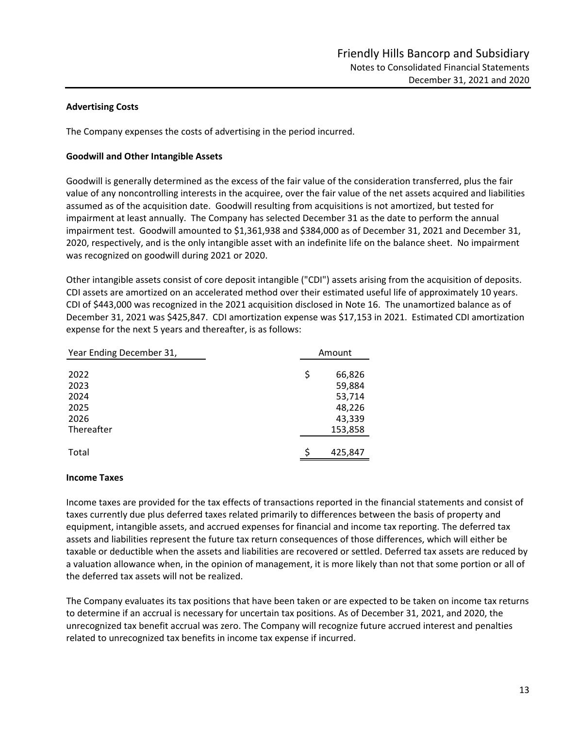### Advertising Costs

The Company expenses the costs of advertising in the period incurred.

### Goodwill and Other Intangible Assets

Goodwill is generally determined as the excess of the fair value of the consideration transferred, plus the fair value of any noncontrolling interests in the acquiree, over the fair value of the net assets acquired and liabilities assumed as of the acquisition date. Goodwill resulting from acquisitions is not amortized, but tested for impairment at least annually. The Company has selected December 31 as the date to perform the annual impairment test. Goodwill amounted to $1,361,938 and $384,000 as of December 31, 2021 and December 31, 2020, respectively, and is the only intangible asset with an indefinite life on the balance sheet. No impairment was recognized on goodwill during 2021 or 2020.

Other intangible assets consist of core deposit intangible ("CDI") assets arising from the acquisition of deposits. CDI assets are amortized on an accelerated method over their estimated useful life of approximately 10 years. CDI of $443,000 was recognized in the 2021 acquisition disclosed in Note 16. The unamortized balance as of December 31, 2021 was $425,847. CDI amortization expense was $17,153 in 2021. Estimated CDI amortization expense for the next 5 years and thereafter, is as follows:

| Year Ending December 31, | Amount |
|---|---|
| 2022 | $ 66,826 |
| 2023 | 59,884 |
| 2024 | 53,714 |
| 2025 | 48,226 |
| 2026 | 43,339 |
| Thereafter | 153,858 |
| Total | $ 425,847 |

### Income Taxes

Income taxes are provided for the tax effects of transactions reported in the financial statements and consist of taxes currently due plus deferred taxes related primarily to differences between the basis of property and equipment, intangible assets, and accrued expenses for financial and income tax reporting. The deferred tax assets and liabilities represent the future tax return consequences of those differences, which will either be taxable or deductible when the assets and liabilities are recovered or settled. Deferred tax assets are reduced by a valuation allowance when, in the opinion of management, it is more likely than not that some portion or all of the deferred tax assets will not be realized.

The Company evaluates its tax positions that have been taken or are expected to be taken on income tax returns to determine if an accrual is necessary for uncertain tax positions. As of December 31, 2021, and 2020, the unrecognized tax benefit accrual was zero. The Company will recognize future accrued interest and penalties related to unrecognized tax benefits in income tax expense if incurred.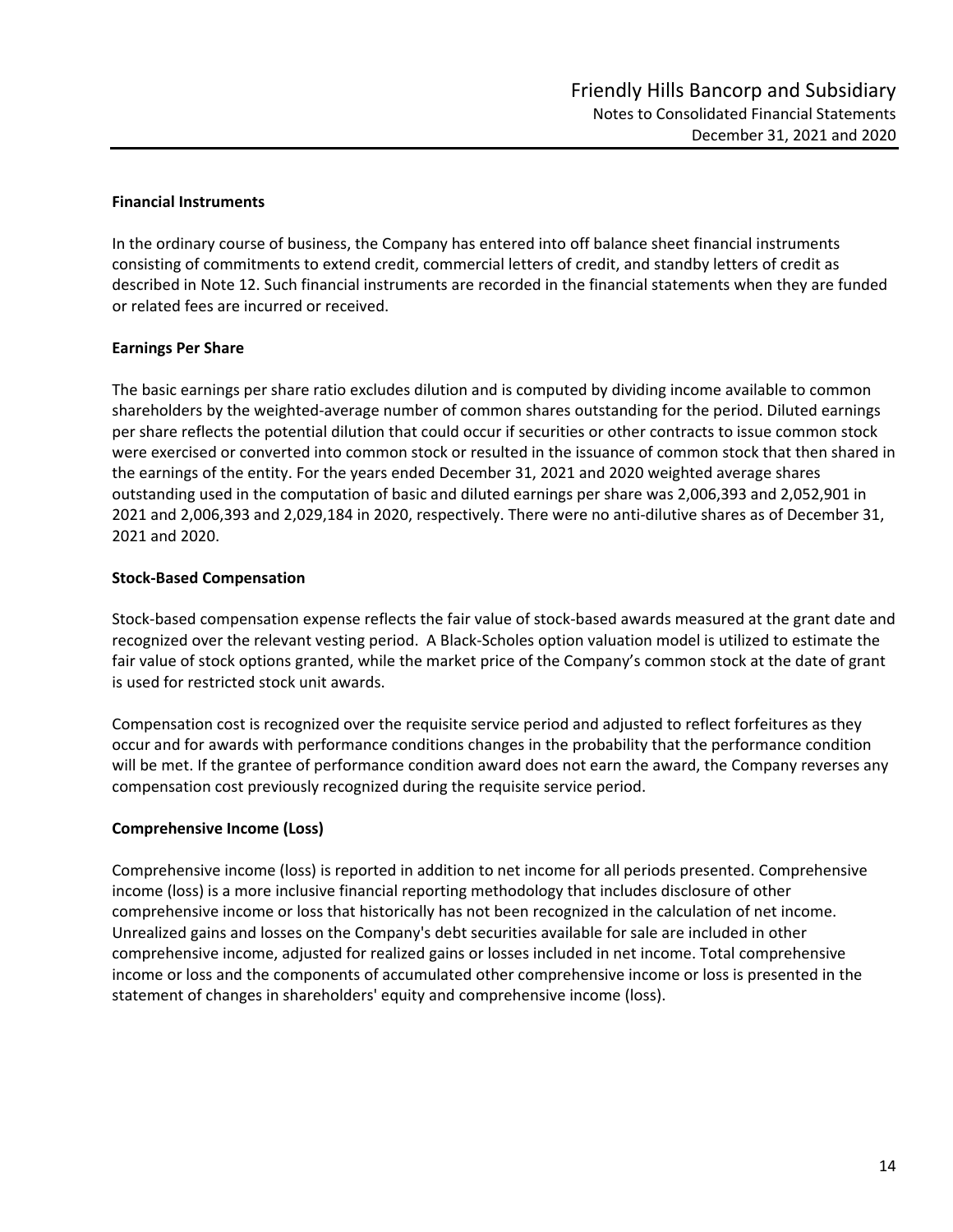### Financial Instruments

In the ordinary course of business, the Company has entered into off balance sheet financial instruments consisting of commitments to extend credit, commercial letters of credit, and standby letters of credit as described in Note 12. Such financial instruments are recorded in the financial statements when they are funded or related fees are incurred or received.

### Earnings Per Share

The basic earnings per share ratio excludes dilution and is computed by dividing income available to common shareholders by the weighted-average number of common shares outstanding for the period. Diluted earnings per share reflects the potential dilution that could occur if securities or other contracts to issue common stock were exercised or converted into common stock or resulted in the issuance of common stock that then shared in the earnings of the entity. For the years ended December 31, 2021 and 2020 weighted average shares outstanding used in the computation of basic and diluted earnings per share was 2,006,393 and 2,052,901 in 2021 and 2,006,393 and 2,029,184 in 2020, respectively. There were no anti-dilutive shares as of December 31, 2021 and 2020.

### Stock-Based Compensation

Stock-based compensation expense reflects the fair value of stock-based awards measured at the grant date and recognized over the relevant vesting period. A Black-Scholes option valuation model is utilized to estimate the fair value of stock options granted, while the market price of the Company's common stock at the date of grant is used for restricted stock unit awards.

Compensation cost is recognized over the requisite service period and adjusted to reflect forfeitures as they occur and for awards with performance conditions changes in the probability that the performance condition will be met. If the grantee of performance condition award does not earn the award, the Company reverses any compensation cost previously recognized during the requisite service period.

### Comprehensive Income (Loss)

Comprehensive income (loss) is reported in addition to net income for all periods presented. Comprehensive income (loss) is a more inclusive financial reporting methodology that includes disclosure of other comprehensive income or loss that historically has not been recognized in the calculation of net income. Unrealized gains and losses on the Company's debt securities available for sale are included in other comprehensive income, adjusted for realized gains or losses included in net income. Total comprehensive income or loss and the components of accumulated other comprehensive income or loss is presented in the statement of changes in shareholders' equity and comprehensive income (loss).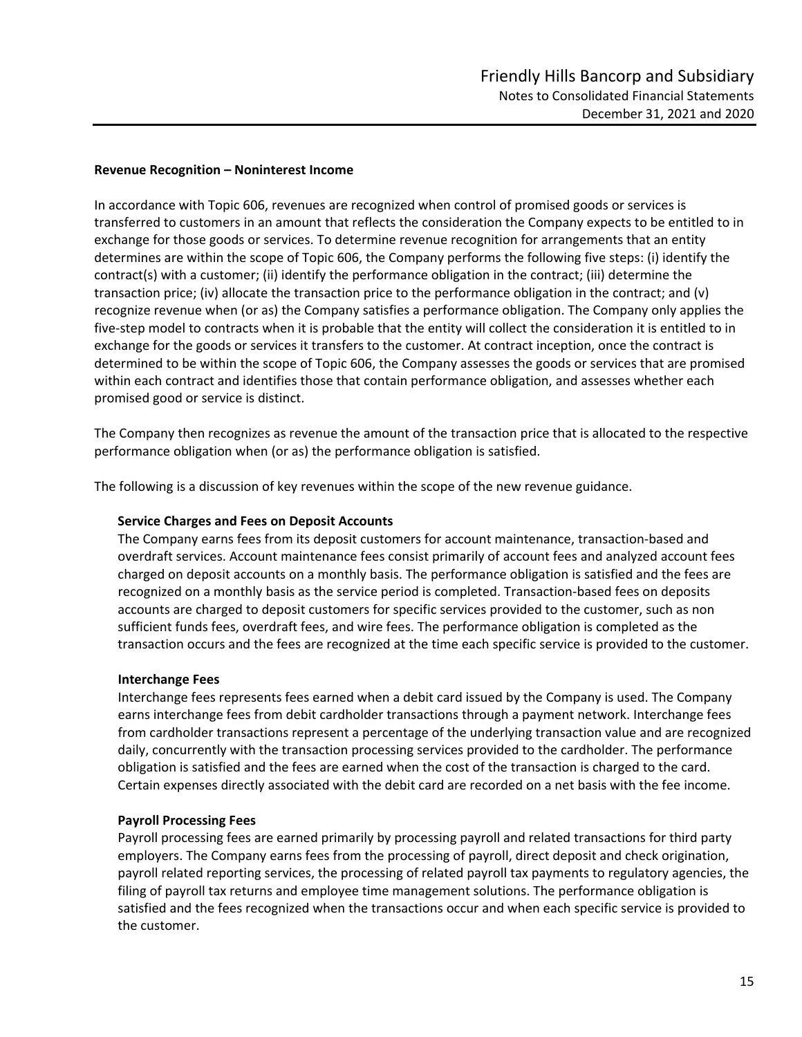**Revenue Recognition – Noninterest Income**

In accordance with Topic 606, revenues are recognized when control of promised goods or services is transferred to customers in an amount that reflects the consideration the Company expects to be entitled to in exchange for those goods or services. To determine revenue recognition for arrangements that an entity determines are within the scope of Topic 606, the Company performs the following five steps: (i) identify the contract(s) with a customer; (ii) identify the performance obligation in the contract; (iii) determine the transaction price; (iv) allocate the transaction price to the performance obligation in the contract; and (v) recognize revenue when (or as) the Company satisfies a performance obligation. The Company only applies the five-step model to contracts when it is probable that the entity will collect the consideration it is entitled to in exchange for the goods or services it transfers to the customer. At contract inception, once the contract is determined to be within the scope of Topic 606, the Company assesses the goods or services that are promised within each contract and identifies those that contain performance obligation, and assesses whether each promised good or service is distinct.

The Company then recognizes as revenue the amount of the transaction price that is allocated to the respective performance obligation when (or as) the performance obligation is satisfied.

The following is a discussion of key revenues within the scope of the new revenue guidance.

**Service Charges and Fees on Deposit Accounts**
The Company earns fees from its deposit customers for account maintenance, transaction-based and overdraft services. Account maintenance fees consist primarily of account fees and analyzed account fees charged on deposit accounts on a monthly basis. The performance obligation is satisfied and the fees are recognized on a monthly basis as the service period is completed. Transaction-based fees on deposits accounts are charged to deposit customers for specific services provided to the customer, such as non sufficient funds fees, overdraft fees, and wire fees. The performance obligation is completed as the transaction occurs and the fees are recognized at the time each specific service is provided to the customer.

**Interchange Fees**
Interchange fees represents fees earned when a debit card issued by the Company is used. The Company earns interchange fees from debit cardholder transactions through a payment network. Interchange fees from cardholder transactions represent a percentage of the underlying transaction value and are recognized daily, concurrently with the transaction processing services provided to the cardholder. The performance obligation is satisfied and the fees are earned when the cost of the transaction is charged to the card. Certain expenses directly associated with the debit card are recorded on a net basis with the fee income.

**Payroll Processing Fees**
Payroll processing fees are earned primarily by processing payroll and related transactions for third party employers. The Company earns fees from the processing of payroll, direct deposit and check origination, payroll related reporting services, the processing of related payroll tax payments to regulatory agencies, the filing of payroll tax returns and employee time management solutions. The performance obligation is satisfied and the fees recognized when the transactions occur and when each specific service is provided to the customer.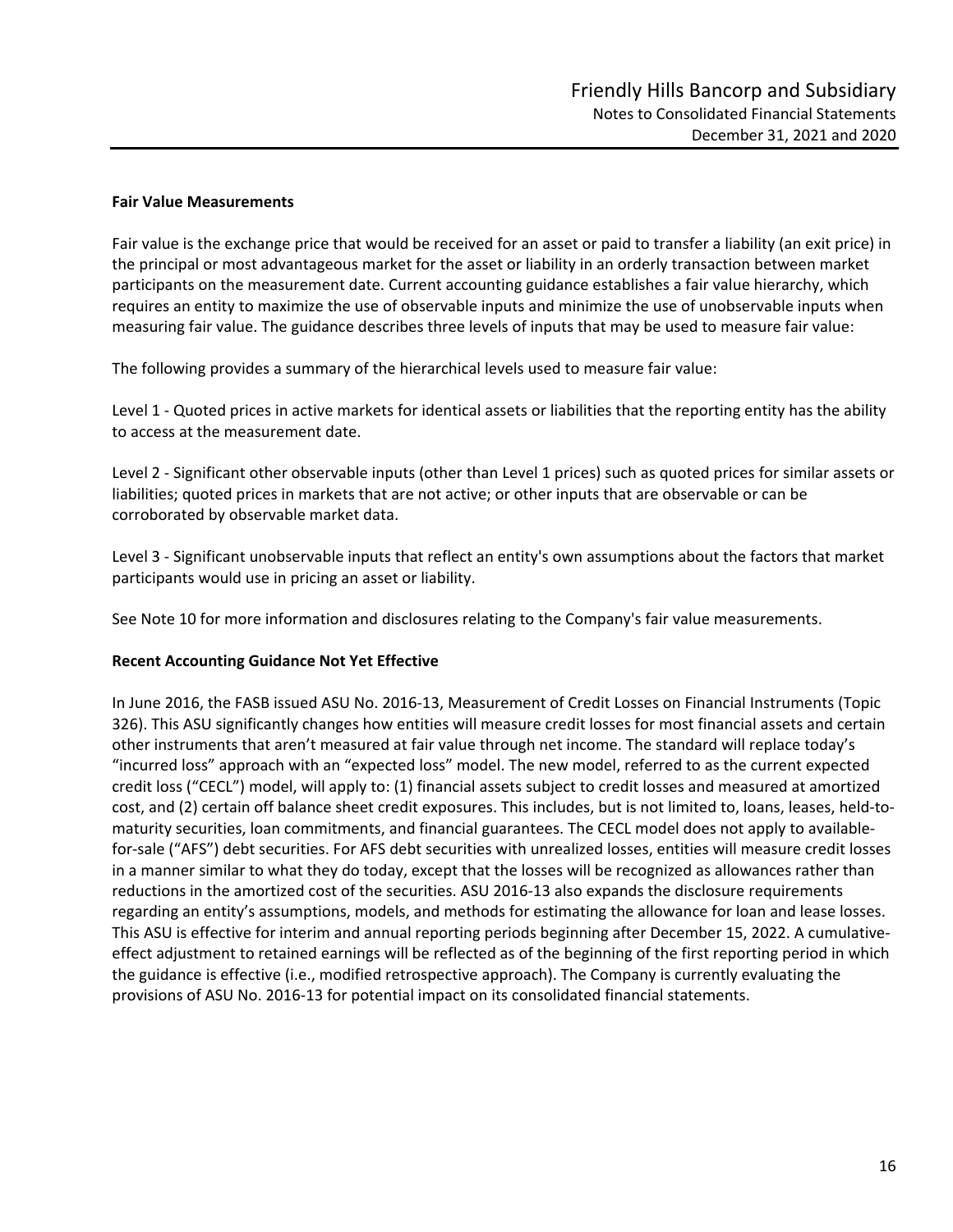**Fair Value Measurements**

Fair value is the exchange price that would be received for an asset or paid to transfer a liability (an exit price) in the principal or most advantageous market for the asset or liability in an orderly transaction between market participants on the measurement date. Current accounting guidance establishes a fair value hierarchy, which requires an entity to maximize the use of observable inputs and minimize the use of unobservable inputs when measuring fair value. The guidance describes three levels of inputs that may be used to measure fair value:

The following provides a summary of the hierarchical levels used to measure fair value:

Level 1 - Quoted prices in active markets for identical assets or liabilities that the reporting entity has the ability to access at the measurement date.

Level 2 - Significant other observable inputs (other than Level 1 prices) such as quoted prices for similar assets or liabilities; quoted prices in markets that are not active; or other inputs that are observable or can be corroborated by observable market data.

Level 3 - Significant unobservable inputs that reflect an entity's own assumptions about the factors that market participants would use in pricing an asset or liability.

See Note 10 for more information and disclosures relating to the Company's fair value measurements.

**Recent Accounting Guidance Not Yet Effective**

In June 2016, the FASB issued ASU No. 2016-13, Measurement of Credit Losses on Financial Instruments (Topic 326). This ASU significantly changes how entities will measure credit losses for most financial assets and certain other instruments that aren't measured at fair value through net income. The standard will replace today's "incurred loss" approach with an "expected loss" model. The new model, referred to as the current expected credit loss ("CECL") model, will apply to: (1) financial assets subject to credit losses and measured at amortized cost, and (2) certain off balance sheet credit exposures. This includes, but is not limited to, loans, leases, held-to-maturity securities, loan commitments, and financial guarantees. The CECL model does not apply to available-for-sale ("AFS") debt securities. For AFS debt securities with unrealized losses, entities will measure credit losses in a manner similar to what they do today, except that the losses will be recognized as allowances rather than reductions in the amortized cost of the securities. ASU 2016-13 also expands the disclosure requirements regarding an entity's assumptions, models, and methods for estimating the allowance for loan and lease losses. This ASU is effective for interim and annual reporting periods beginning after December 15, 2022. A cumulative-effect adjustment to retained earnings will be reflected as of the beginning of the first reporting period in which the guidance is effective (i.e., modified retrospective approach). The Company is currently evaluating the provisions of ASU No. 2016-13 for potential impact on its consolidated financial statements.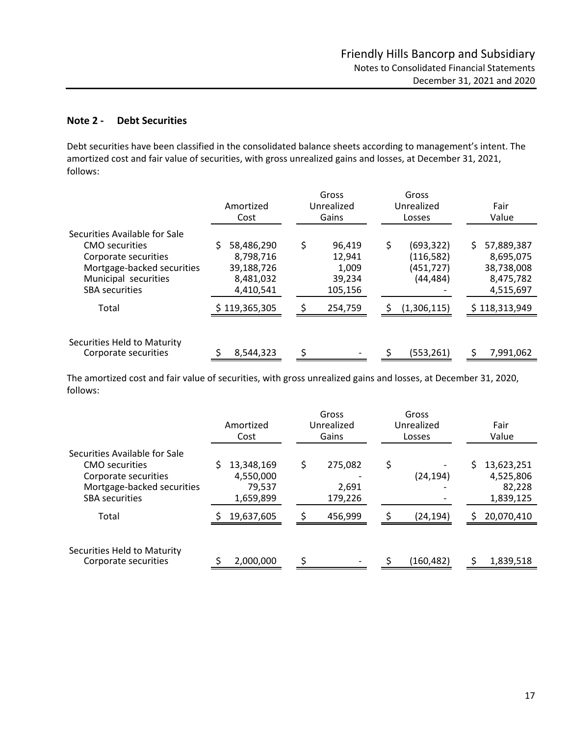## Note 2 - Debt Securities

Debt securities have been classified in the consolidated balance sheets according to management's intent. The amortized cost and fair value of securities, with gross unrealized gains and losses, at December 31, 2021, follows:

| | Amortized Cost | Gross Unrealized Gains | Gross Unrealized Losses | Fair Value |
|---|---|---|---|---|
| Securities Available for Sale | | | | |
| CMO securities | $ 58,486,290 | $ 96,419 | $ (693,322) | $ 57,889,387 |
| Corporate securities | 8,798,716 | 12,941 | (116,582) | 8,695,075 |
| Mortgage-backed securities | 39,188,726 | 1,009 | (451,727) | 38,738,008 |
| Municipal securities | 8,481,032 | 39,234 | (44,484) | 8,475,782 |
| SBA securities | 4,410,541 | 105,156 | - | 4,515,697 |
| Total | $ 119,365,305 | $ 254,759 | $ (1,306,115) | $ 118,313,949 |
| | | | | |
| Securities Held to Maturity | | | | |
| Corporate securities | $ 8,544,323 | $ - | $ (553,261) | $ 7,991,062 |

The amortized cost and fair value of securities, with gross unrealized gains and losses, at December 31, 2020, follows:

| | Amortized Cost | Gross Unrealized Gains | Gross Unrealized Losses | Fair Value |
|---|---|---|---|---|
| Securities Available for Sale | | | | |
| CMO securities | $ 13,348,169 | $ 275,082 | $ - | $ 13,623,251 |
| Corporate securities | 4,550,000 | - | (24,194) | 4,525,806 |
| Mortgage-backed securities | 79,537 | 2,691 | - | 82,228 |
| SBA securities | 1,659,899 | 179,226 | - | 1,839,125 |
| Total | $ 19,637,605 | $ 456,999 | $ (24,194) | $ 20,070,410 |
| | | | | |
| Securities Held to Maturity | | | | |
| Corporate securities | $ 2,000,000 | $ - | $ (160,482) | $ 1,839,518 |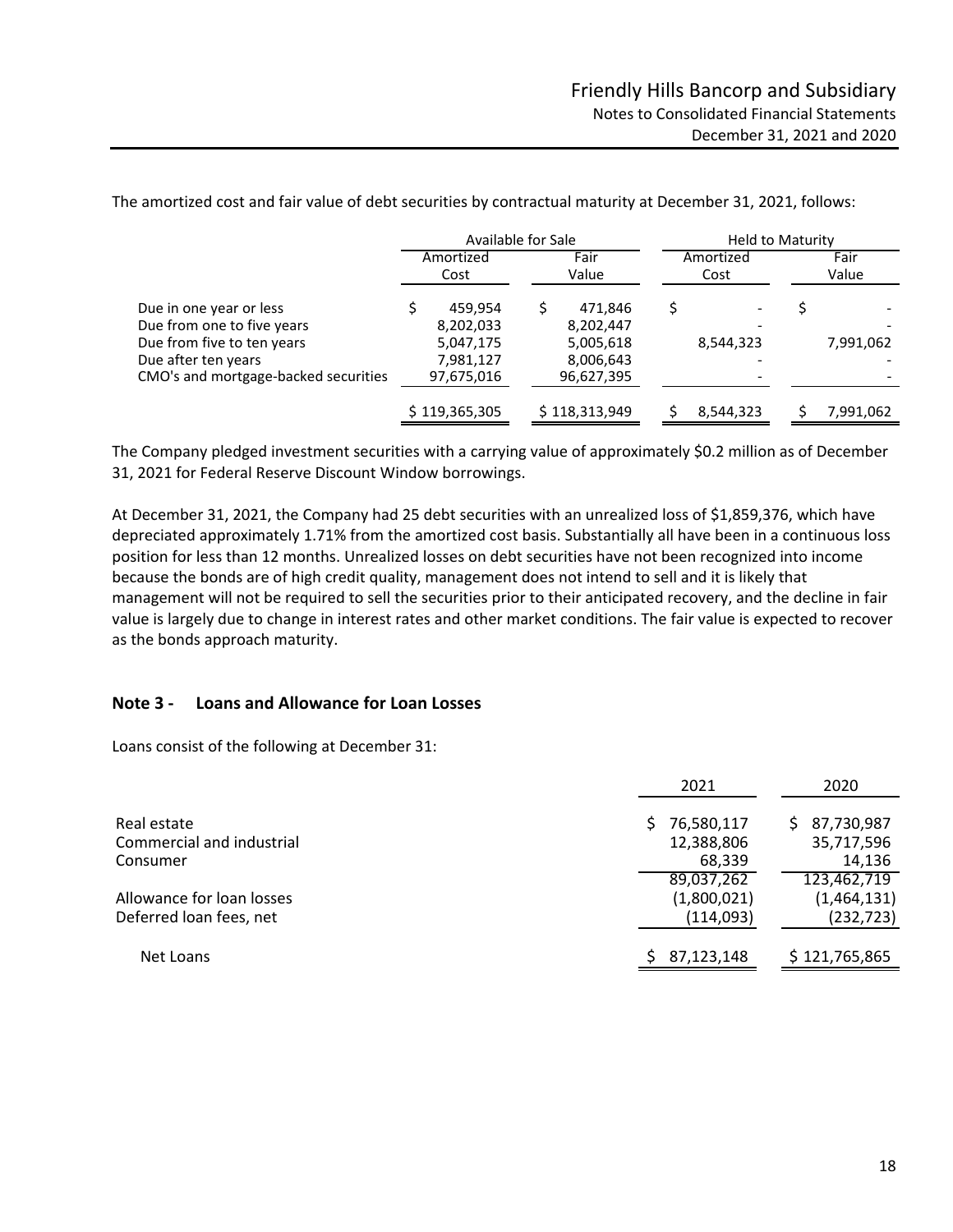The amortized cost and fair value of debt securities by contractual maturity at December 31, 2021, follows:

| | Available for Sale | | Held to Maturity | |
|---|---|---|---|---|
| | Amortized Cost | Fair Value | Amortized Cost | Fair Value |
| Due in one year or less | $ 459,954 | $ 471,846 | $ - | $ - |
| Due from one to five years | 8,202,033 | 8,202,447 | - | - |
| Due from five to ten years | 5,047,175 | 5,005,618 | 8,544,323 | 7,991,062 |
| Due after ten years | 7,981,127 | 8,006,643 | - | - |
| CMO's and mortgage-backed securities | 97,675,016 | 96,627,395 | - | - |
| | $ 119,365,305 | $ 118,313,949 | $ 8,544,323 | $ 7,991,062 |

The Company pledged investment securities with a carrying value of approximately $0.2 million as of December 31, 2021 for Federal Reserve Discount Window borrowings.

At December 31, 2021, the Company had 25 debt securities with an unrealized loss of $1,859,376, which have depreciated approximately 1.71% from the amortized cost basis. Substantially all have been in a continuous loss position for less than 12 months. Unrealized losses on debt securities have not been recognized into income because the bonds are of high credit quality, management does not intend to sell and it is likely that management will not be required to sell the securities prior to their anticipated recovery, and the decline in fair value is largely due to change in interest rates and other market conditions. The fair value is expected to recover as the bonds approach maturity.

## Note 3 - Loans and Allowance for Loan Losses

Loans consist of the following at December 31:

| | 2021 | 2020 |
|---|---|---|
| Real estate | $ 76,580,117 | $ 87,730,987 |
| Commercial and industrial | 12,388,806 | 35,717,596 |
| Consumer | 68,339 | 14,136 |
| | 89,037,262 | 123,462,719 |
| Allowance for loan losses | (1,800,021) | (1,464,131) |
| Deferred loan fees, net | (114,093) | (232,723) |
| Net Loans | $ 87,123,148 | $ 121,765,865 |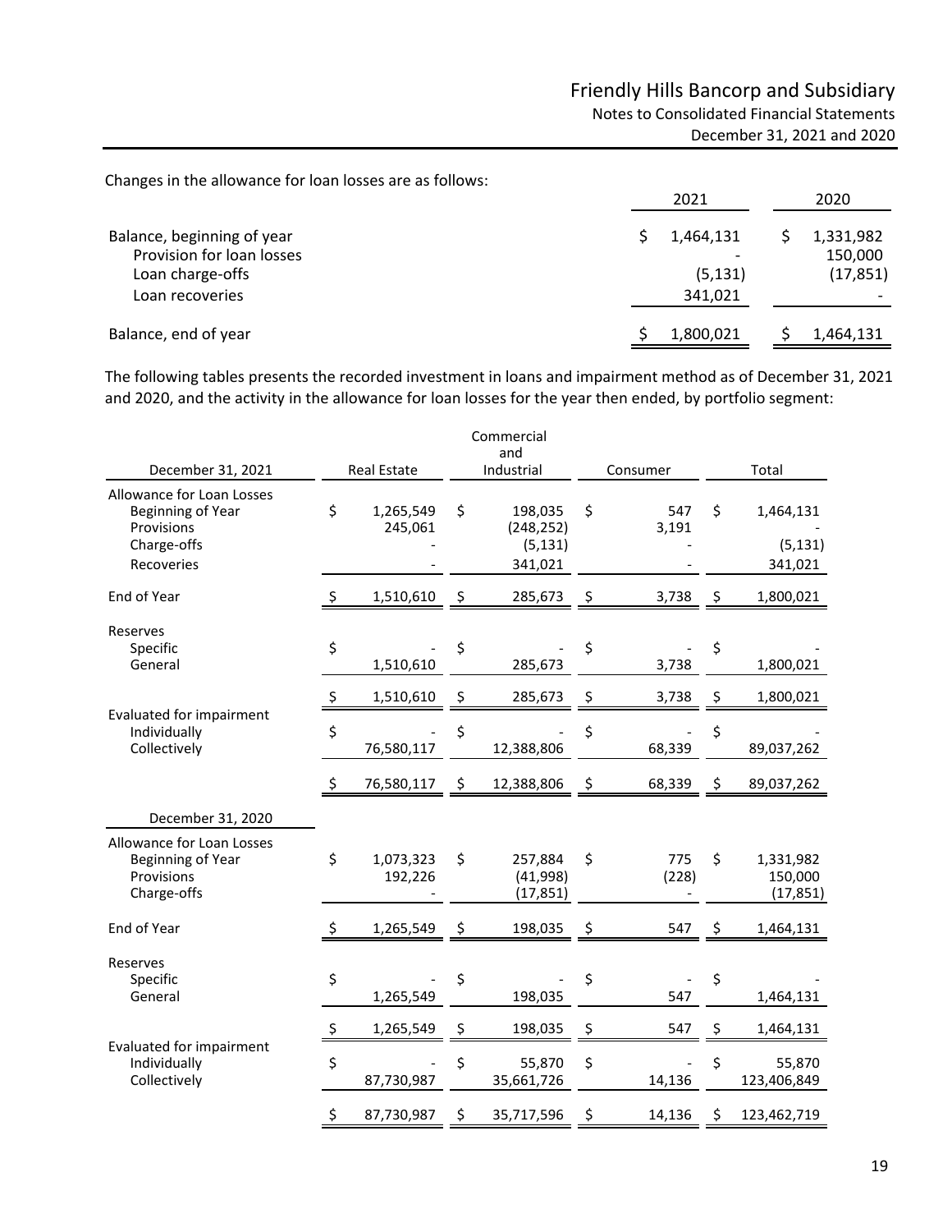Changes in the allowance for loan losses are as follows:

| | 2021 | 2020 |
|---|---|---|
| Balance, beginning of year | $ 1,464,131 | $ 1,331,982 |
| Provision for loan losses | - | 150,000 |
| Loan charge-offs | (5,131) | (17,851) |
| Loan recoveries | 341,021 | - |
| Balance, end of year | $ 1,800,021 | $ 1,464,131 |

The following tables presents the recorded investment in loans and impairment method as of December 31, 2021 and 2020, and the activity in the allowance for loan losses for the year then ended, by portfolio segment:

| December 31, 2021 | Real Estate | Commercial and Industrial | Consumer | Total |
|---|---|---|---|---|
| Allowance for Loan Losses | | | | |
| Beginning of Year | $ 1,265,549 | $ 198,035 | $ 547 | $ 1,464,131 |
| Provisions | 245,061 | (248,252) | 3,191 | - |
| Charge-offs | - | (5,131) | - | (5,131) |
| Recoveries | - | 341,021 | - | 341,021 |
| End of Year | $ 1,510,610 | $ 285,673 | $ 3,738 | $ 1,800,021 |
| Reserves | | | | |
| Specific | $ - | $ - | $ - | $ - |
| General | 1,510,610 | 285,673 | 3,738 | 1,800,021 |
| | $ 1,510,610 | $ 285,673 | $ 3,738 | $ 1,800,021 |
| Evaluated for impairment | | | | |
| Individually | $ - | $ - | $ - | $ - |
| Collectively | 76,580,117 | 12,388,806 | 68,339 | 89,037,262 |
| | $ 76,580,117 | $ 12,388,806 | $ 68,339 | $ 89,037,262 |

| December 31, 2020 | Real Estate | Commercial and Industrial | Consumer | Total |
|---|---|---|---|---|
| Allowance for Loan Losses | | | | |
| Beginning of Year | $ 1,073,323 | $ 257,884 | $ 775 | $ 1,331,982 |
| Provisions | 192,226 | (41,998) | (228) | 150,000 |
| Charge-offs | - | (17,851) | - | (17,851) |
| End of Year | $ 1,265,549 | $ 198,035 | $ 547 | $ 1,464,131 |
| Reserves | | | | |
| Specific | $ - | $ - | $ - | $ - |
| General | 1,265,549 | 198,035 | 547 | 1,464,131 |
| | $ 1,265,549 | $ 198,035 | $ 547 | $ 1,464,131 |
| Evaluated for impairment | | | | |
| Individually | $ - | $ 55,870 | $ - | $ 55,870 |
| Collectively | 87,730,987 | 35,661,726 | 14,136 | 123,406,849 |
| | $ 87,730,987 | $ 35,717,596 | $ 14,136 | $ 123,462,719 |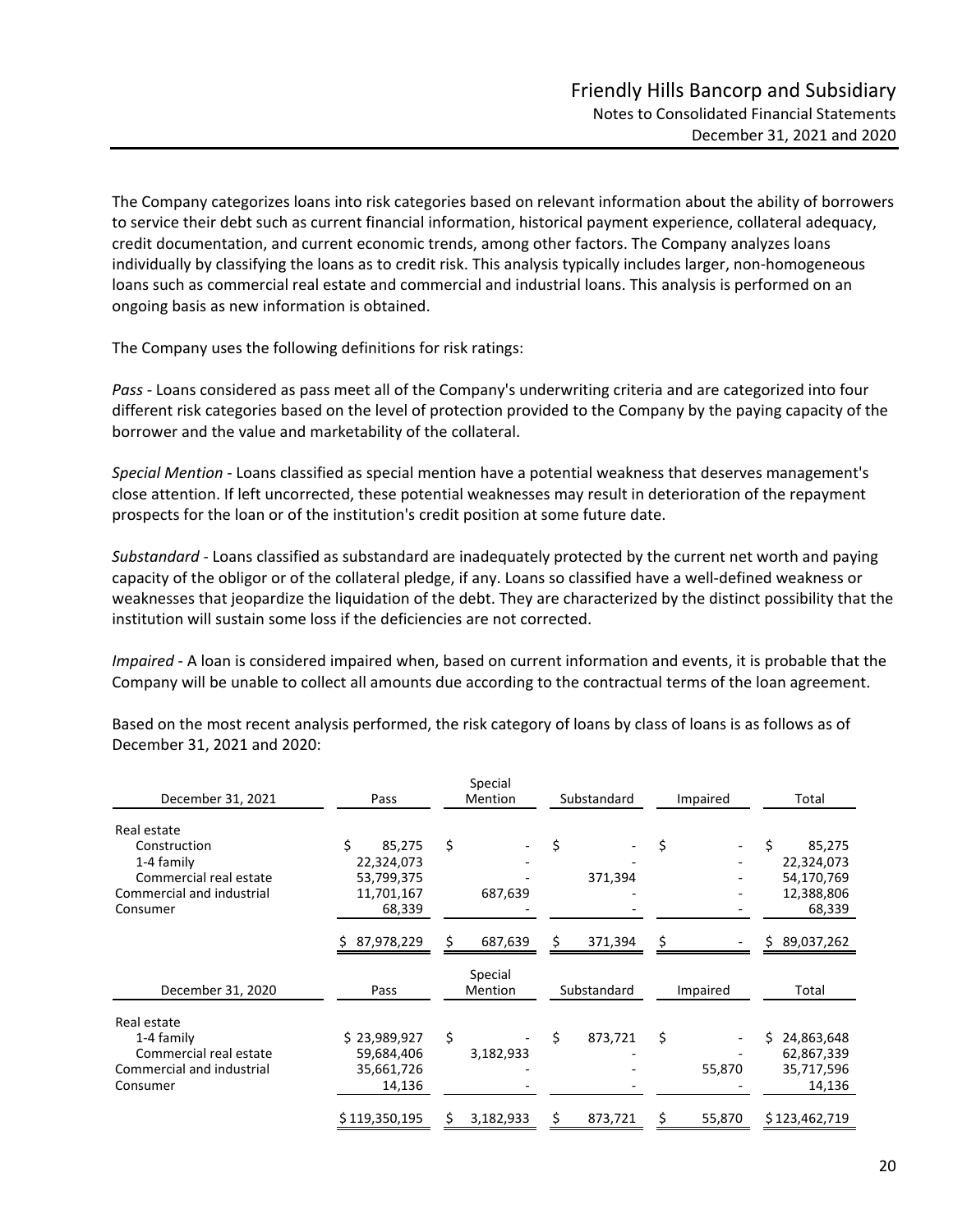The Company categorizes loans into risk categories based on relevant information about the ability of borrowers to service their debt such as current financial information, historical payment experience, collateral adequacy, credit documentation, and current economic trends, among other factors. The Company analyzes loans individually by classifying the loans as to credit risk. This analysis typically includes larger, non-homogeneous loans such as commercial real estate and commercial and industrial loans. This analysis is performed on an ongoing basis as new information is obtained.

The Company uses the following definitions for risk ratings:

*Pass* - Loans considered as pass meet all of the Company's underwriting criteria and are categorized into four different risk categories based on the level of protection provided to the Company by the paying capacity of the borrower and the value and marketability of the collateral.

*Special Mention* - Loans classified as special mention have a potential weakness that deserves management's close attention. If left uncorrected, these potential weaknesses may result in deterioration of the repayment prospects for the loan or of the institution's credit position at some future date.

*Substandard* - Loans classified as substandard are inadequately protected by the current net worth and paying capacity of the obligor or of the collateral pledge, if any. Loans so classified have a well-defined weakness or weaknesses that jeopardize the liquidation of the debt. They are characterized by the distinct possibility that the institution will sustain some loss if the deficiencies are not corrected.

*Impaired* - A loan is considered impaired when, based on current information and events, it is probable that the Company will be unable to collect all amounts due according to the contractual terms of the loan agreement.

Based on the most recent analysis performed, the risk category of loans by class of loans is as follows as of December 31, 2021 and 2020:

| December 31, 2021 | Pass | Special Mention | Substandard | Impaired | Total |
|---|---|---|---|---|---|
| Real estate | | | | | |
| Construction | $ 85,275 | $ - | $ - | $ - | $ 85,275 |
| 1-4 family | 22,324,073 | - | - | - | 22,324,073 |
| Commercial real estate | 53,799,375 | - | 371,394 | - | 54,170,769 |
| Commercial and industrial | 11,701,167 | 687,639 | - | - | 12,388,806 |
| Consumer | 68,339 | - | - | - | 68,339 |
| | $ 87,978,229 | $ 687,639 | $ 371,394 | $ - | $ 89,037,262 |

| December 31, 2020 | Pass | Special Mention | Substandard | Impaired | Total |
|---|---|---|---|---|---|
| Real estate | | | | | |
| 1-4 family | $ 23,989,927 | $ - | $ 873,721 | $ - | $ 24,863,648 |
| Commercial real estate | 59,684,406 | 3,182,933 | - | - | 62,867,339 |
| Commercial and industrial | 35,661,726 | - | - | 55,870 | 35,717,596 |
| Consumer | 14,136 | - | - | - | 14,136 |
| | $ 119,350,195 | $ 3,182,933 | $ 873,721 | $ 55,870 | $ 123,462,719 |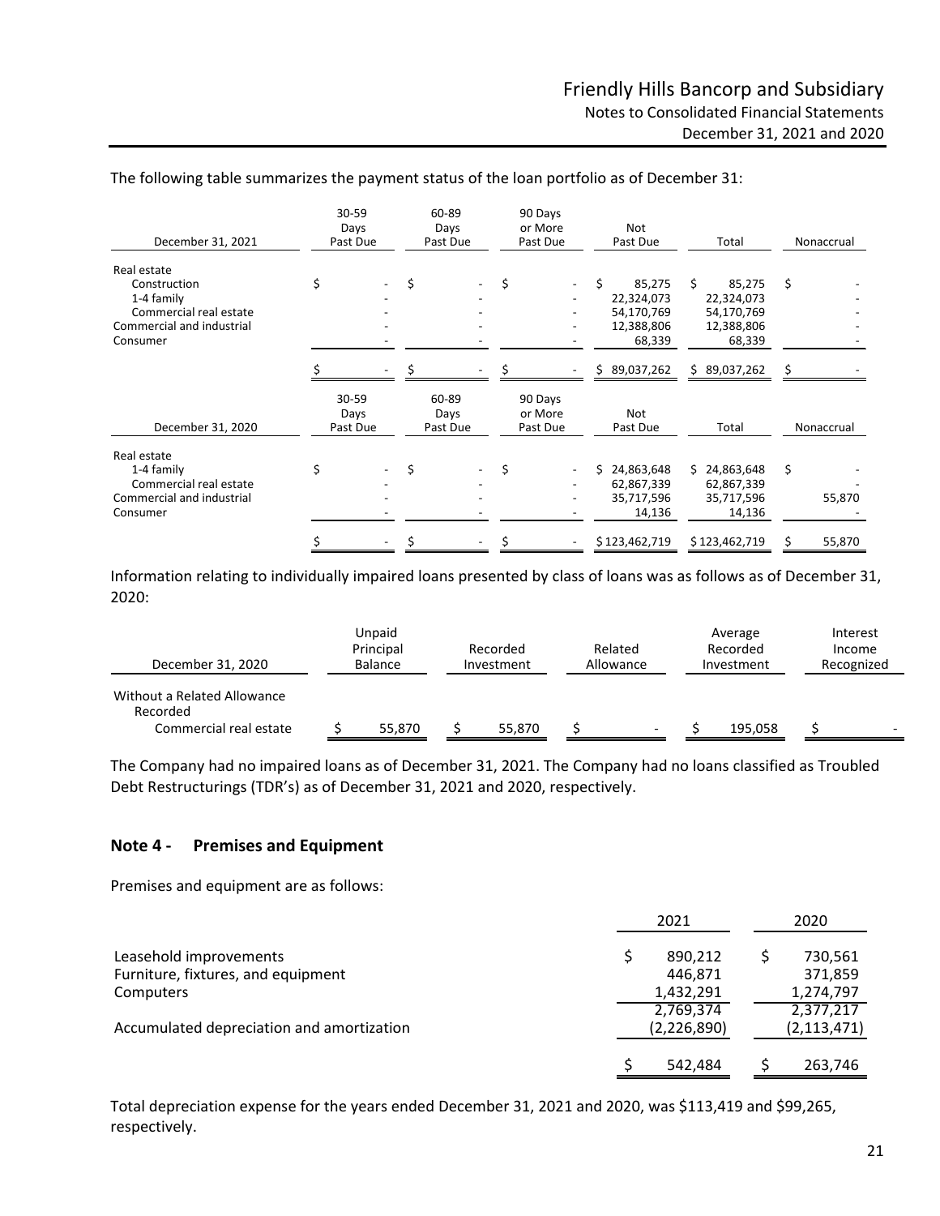The following table summarizes the payment status of the loan portfolio as of December 31:

| December 31, 2021 | 30-59 Days Past Due | 60-89 Days Past Due | 90 Days or More Past Due | Not Past Due | Total | Nonaccrual |
|---|---|---|---|---|---|---|
| Real estate | | | | | | |
| Construction | $ - | $ - | $ - | $ 85,275 | $ 85,275 | $ - |
| 1-4 family | - | - | - | 22,324,073 | 22,324,073 | - |
| Commercial real estate | - | - | - | 54,170,769 | 54,170,769 | - |
| Commercial and industrial | - | - | - | 12,388,806 | 12,388,806 | - |
| Consumer | - | - | - | 68,339 | 68,339 | - |
| | $ - | $ - | $ - | $ 89,037,262 | $ 89,037,262 | $ - |

| December 31, 2020 | 30-59 Days Past Due | 60-89 Days Past Due | 90 Days or More Past Due | Not Past Due | Total | Nonaccrual |
|---|---|---|---|---|---|---|
| Real estate | | | | | | |
| 1-4 family | $ - | $ - | $ - | $ 24,863,648 | $ 24,863,648 | $ - |
| Commercial real estate | - | - | - | 62,867,339 | 62,867,339 | - |
| Commercial and industrial | - | - | - | 35,717,596 | 35,717,596 | 55,870 |
| Consumer | - | - | - | 14,136 | 14,136 | - |
| | $ - | $ - | $ - | $ 123,462,719 | $ 123,462,719 | $ 55,870 |

Information relating to individually impaired loans presented by class of loans was as follows as of December 31, 2020:

| December 31, 2020 | Unpaid Principal Balance | Recorded Investment | Related Allowance | Average Recorded Investment | Interest Income Recognized |
|---|---|---|---|---|---|
| Without a Related Allowance Recorded | | | | | |
| Commercial real estate | $ 55,870 | $ 55,870 | $ - | $ 195,058 | $ - |

The Company had no impaired loans as of December 31, 2021. The Company had no loans classified as Troubled Debt Restructurings (TDR's) as of December 31, 2021 and 2020, respectively.

## Note 4 - Premises and Equipment

Premises and equipment are as follows:

| | 2021 | 2020 |
|---|---|---|
| Leasehold improvements | $ 890,212 | $ 730,561 |
| Furniture, fixtures, and equipment | 446,871 | 371,859 |
| Computers | 1,432,291 | 1,274,797 |
| | 2,769,374 | 2,377,217 |
| Accumulated depreciation and amortization | (2,226,890) | (2,113,471) |
| | $ 542,484 | $ 263,746 |

Total depreciation expense for the years ended December 31, 2021 and 2020, was $113,419 and $99,265, respectively.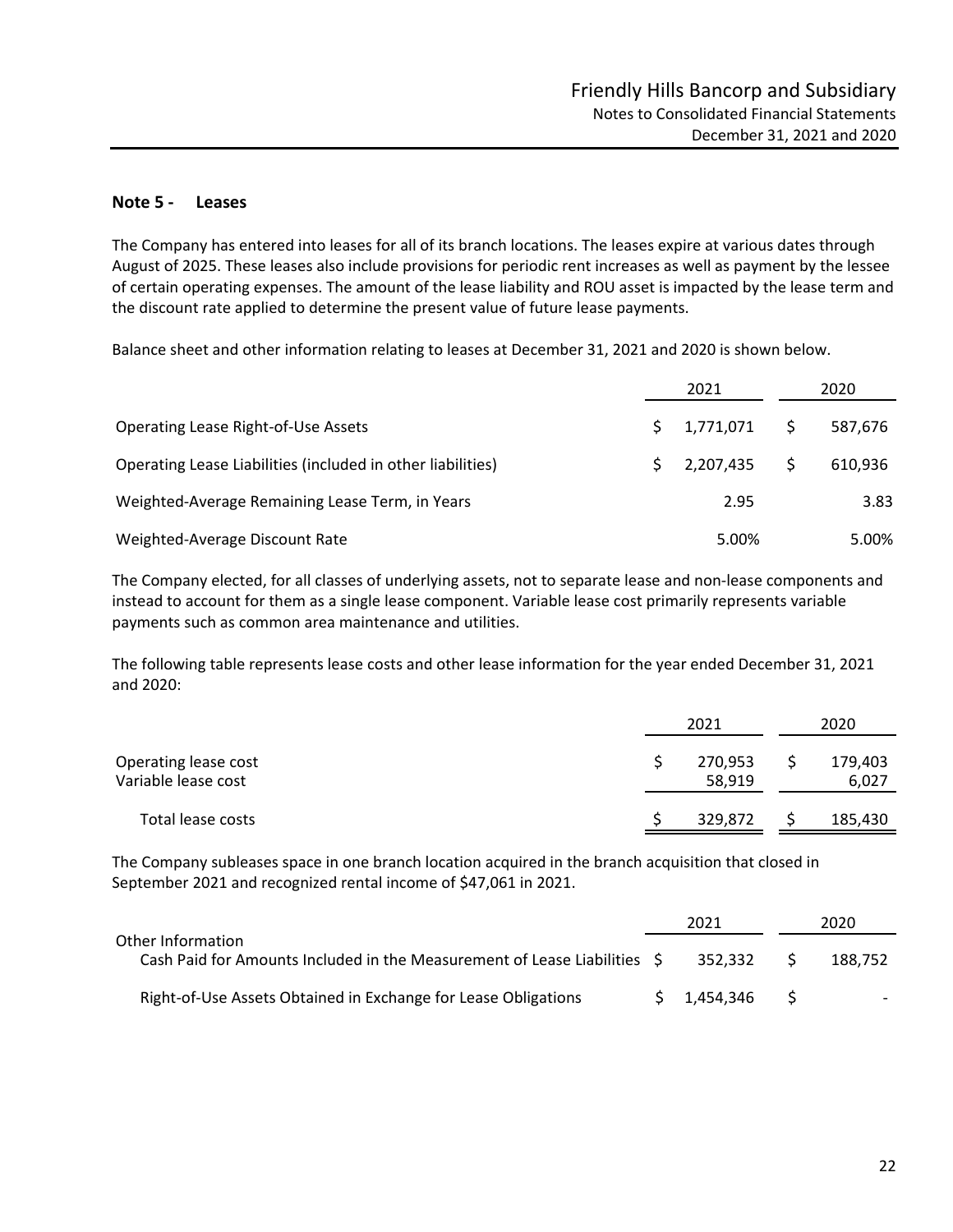## Note 5 - Leases

The Company has entered into leases for all of its branch locations. The leases expire at various dates through August of 2025. These leases also include provisions for periodic rent increases as well as payment by the lessee of certain operating expenses. The amount of the lease liability and ROU asset is impacted by the lease term and the discount rate applied to determine the present value of future lease payments.

Balance sheet and other information relating to leases at December 31, 2021 and 2020 is shown below.

| | 2021 | 2020 |
|---|---|---|
| Operating Lease Right-of-Use Assets | $ 1,771,071 | $ 587,676 |
| Operating Lease Liabilities (included in other liabilities) | $ 2,207,435 | $ 610,936 |
| Weighted-Average Remaining Lease Term, in Years | 2.95 | 3.83 |
| Weighted-Average Discount Rate | 5.00% | 5.00% |

The Company elected, for all classes of underlying assets, not to separate lease and non-lease components and instead to account for them as a single lease component. Variable lease cost primarily represents variable payments such as common area maintenance and utilities.

The following table represents lease costs and other lease information for the year ended December 31, 2021 and 2020:

| | 2021 | 2020 |
|---|---|---|
| Operating lease cost | $ 270,953 | $ 179,403 |
| Variable lease cost | 58,919 | 6,027 |
| Total lease costs | $ 329,872 | $ 185,430 |

The Company subleases space in one branch location acquired in the branch acquisition that closed in September 2021 and recognized rental income of $47,061 in 2021.

| | 2021 | 2020 |
|---|---|---|
| Other Information | | |
| Cash Paid for Amounts Included in the Measurement of Lease Liabilities | $ 352,332 | $ 188,752 |
| Right-of-Use Assets Obtained in Exchange for Lease Obligations | $ 1,454,346 | $ - |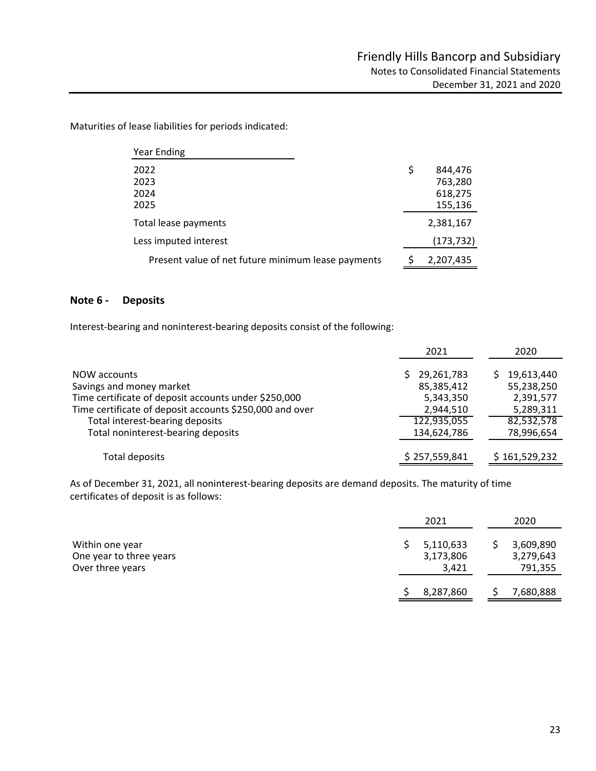Maturities of lease liabilities for periods indicated:

| Year Ending | |
|---|---|
| 2022 | $ 844,476 |
| 2023 | 763,280 |
| 2024 | 618,275 |
| 2025 | 155,136 |
| Total lease payments | 2,381,167 |
| Less imputed interest | (173,732) |
| Present value of net future minimum lease payments | $ 2,207,435 |

## Note 6 - Deposits

Interest-bearing and noninterest-bearing deposits consist of the following:

| | 2021 | 2020 |
|---|---|---|
| NOW accounts | $ 29,261,783 | $ 19,613,440 |
| Savings and money market | 85,385,412 | 55,238,250 |
| Time certificate of deposit accounts under $250,000 | 5,343,350 | 2,391,577 |
| Time certificate of deposit accounts $250,000 and over | 2,944,510 | 5,289,311 |
| Total interest-bearing deposits | 122,935,055 | 82,532,578 |
| Total noninterest-bearing deposits | 134,624,786 | 78,996,654 |
| Total deposits | $ 257,559,841 | $ 161,529,232 |

As of December 31, 2021, all noninterest-bearing deposits are demand deposits. The maturity of time certificates of deposit is as follows:

| | 2021 | 2020 |
|---|---|---|
| Within one year | $ 5,110,633 | $ 3,609,890 |
| One year to three years | 3,173,806 | 3,279,643 |
| Over three years | 3,421 | 791,355 |
| | $ 8,287,860 | $ 7,680,888 |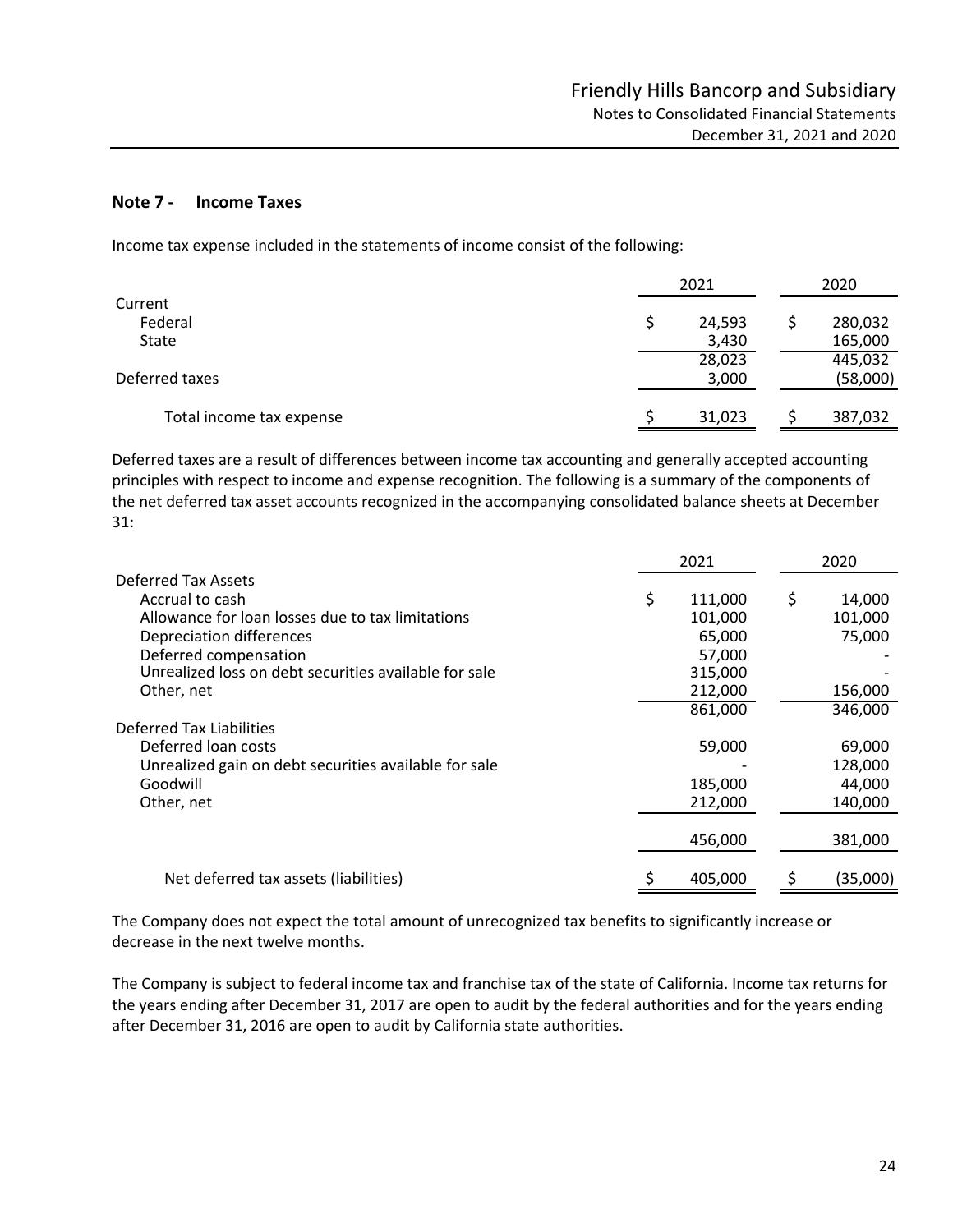## Note 7 - Income Taxes

Income tax expense included in the statements of income consist of the following:

| | 2021 | 2020 |
|---|---|---|
| Current | | |
| Federal | $ 24,593 | $ 280,032 |
| State | 3,430 | 165,000 |
| | 28,023 | 445,032 |
| Deferred taxes | 3,000 | (58,000) |
| Total income tax expense | $ 31,023 | $ 387,032 |

Deferred taxes are a result of differences between income tax accounting and generally accepted accounting principles with respect to income and expense recognition. The following is a summary of the components of the net deferred tax asset accounts recognized in the accompanying consolidated balance sheets at December 31:

| | 2021 | 2020 |
|---|---|---|
| Deferred Tax Assets | | |
| Accrual to cash | $ 111,000 | $ 14,000 |
| Allowance for loan losses due to tax limitations | 101,000 | 101,000 |
| Depreciation differences | 65,000 | 75,000 |
| Deferred compensation | 57,000 | - |
| Unrealized loss on debt securities available for sale | 315,000 | - |
| Other, net | 212,000 | 156,000 |
| | 861,000 | 346,000 |
| Deferred Tax Liabilities | | |
| Deferred loan costs | 59,000 | 69,000 |
| Unrealized gain on debt securities available for sale | - | 128,000 |
| Goodwill | 185,000 | 44,000 |
| Other, net | 212,000 | 140,000 |
| | 456,000 | 381,000 |
| Net deferred tax assets (liabilities) | $ 405,000 | $ (35,000) |

The Company does not expect the total amount of unrecognized tax benefits to significantly increase or decrease in the next twelve months.

The Company is subject to federal income tax and franchise tax of the state of California. Income tax returns for the years ending after December 31, 2017 are open to audit by the federal authorities and for the years ending after December 31, 2016 are open to audit by California state authorities.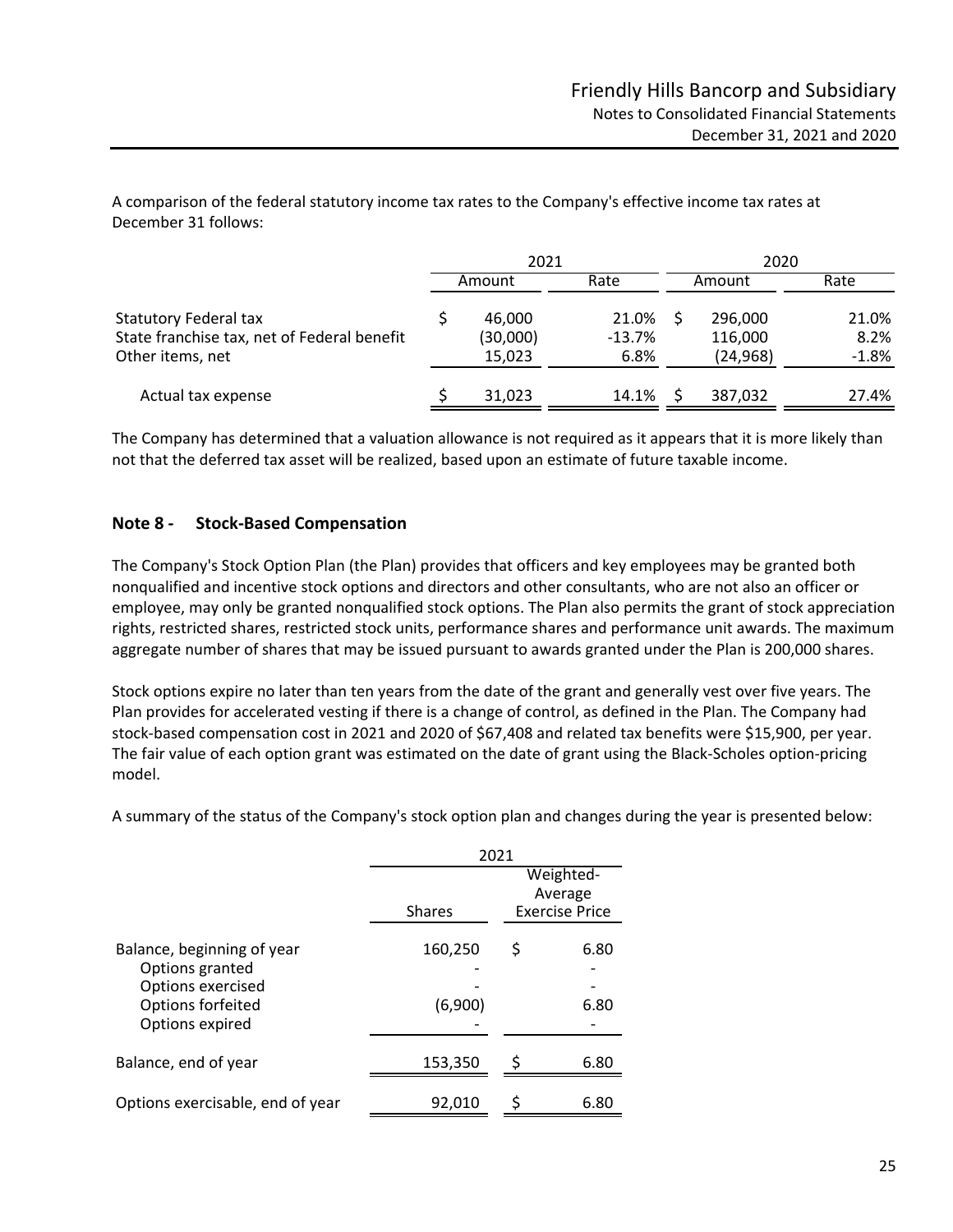A comparison of the federal statutory income tax rates to the Company's effective income tax rates at December 31 follows:

| | 2021 | | 2020 | |
|---|---|---|---|---|
| | Amount | Rate | Amount | Rate |
| Statutory Federal tax | $ 46,000 | 21.0% | $ 296,000 | 21.0% |
| State franchise tax, net of Federal benefit | (30,000) | -13.7% | 116,000 | 8.2% |
| Other items, net | 15,023 | 6.8% | (24,968) | -1.8% |
| Actual tax expense | $ 31,023 | 14.1% | $ 387,032 | 27.4% |

The Company has determined that a valuation allowance is not required as it appears that it is more likely than not that the deferred tax asset will be realized, based upon an estimate of future taxable income.

## Note 8 - Stock-Based Compensation

The Company's Stock Option Plan (the Plan) provides that officers and key employees may be granted both nonqualified and incentive stock options and directors and other consultants, who are not also an officer or employee, may only be granted nonqualified stock options. The Plan also permits the grant of stock appreciation rights, restricted shares, restricted stock units, performance shares and performance unit awards. The maximum aggregate number of shares that may be issued pursuant to awards granted under the Plan is 200,000 shares.

Stock options expire no later than ten years from the date of the grant and generally vest over five years. The Plan provides for accelerated vesting if there is a change of control, as defined in the Plan. The Company had stock-based compensation cost in 2021 and 2020 of $67,408 and related tax benefits were $15,900, per year. The fair value of each option grant was estimated on the date of grant using the Black-Scholes option-pricing model.

A summary of the status of the Company's stock option plan and changes during the year is presented below:

| | 2021 | |
|---|---|---|
| | Shares | Weighted-Average Exercise Price |
| Balance, beginning of year | 160,250 | $ 6.80 |
| Options granted | - | - |
| Options exercised | - | - |
| Options forfeited | (6,900) | 6.80 |
| Options expired | - | - |
| Balance, end of year | 153,350 | $ 6.80 |
| Options exercisable, end of year | 92,010 | $ 6.80 |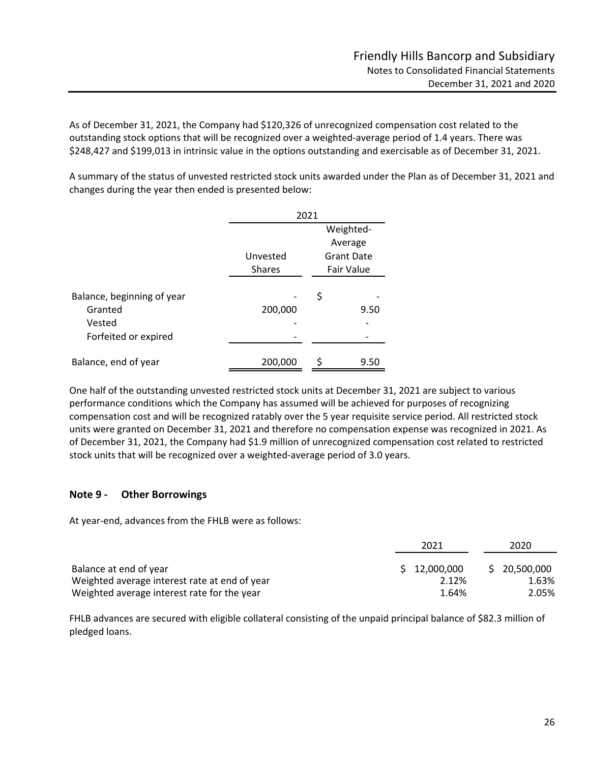As of December 31, 2021, the Company had $120,326 of unrecognized compensation cost related to the outstanding stock options that will be recognized over a weighted-average period of 1.4 years. There was $248,427 and $199,013 in intrinsic value in the options outstanding and exercisable as of December 31, 2021.

A summary of the status of unvested restricted stock units awarded under the Plan as of December 31, 2021 and changes during the year then ended is presented below:

| | 2021 | |
|---|---|---|
| | Unvested Shares | Weighted-Average Grant Date Fair Value |
| Balance, beginning of year | - | $ - |
| Granted | 200,000 | 9.50 |
| Vested | - | - |
| Forfeited or expired | - | - |
| Balance, end of year | 200,000 | $ 9.50 |

One half of the outstanding unvested restricted stock units at December 31, 2021 are subject to various performance conditions which the Company has assumed will be achieved for purposes of recognizing compensation cost and will be recognized ratably over the 5 year requisite service period. All restricted stock units were granted on December 31, 2021 and therefore no compensation expense was recognized in 2021. As of December 31, 2021, the Company had $1.9 million of unrecognized compensation cost related to restricted stock units that will be recognized over a weighted-average period of 3.0 years.

## Note 9 - Other Borrowings

At year-end, advances from the FHLB were as follows:

| | 2021 | 2020 |
|---|---|---|
| Balance at end of year | $ 12,000,000 | $ 20,500,000 |
| Weighted average interest rate at end of year | 2.12% | 1.63% |
| Weighted average interest rate for the year | 1.64% | 2.05% |

FHLB advances are secured with eligible collateral consisting of the unpaid principal balance of $82.3 million of pledged loans.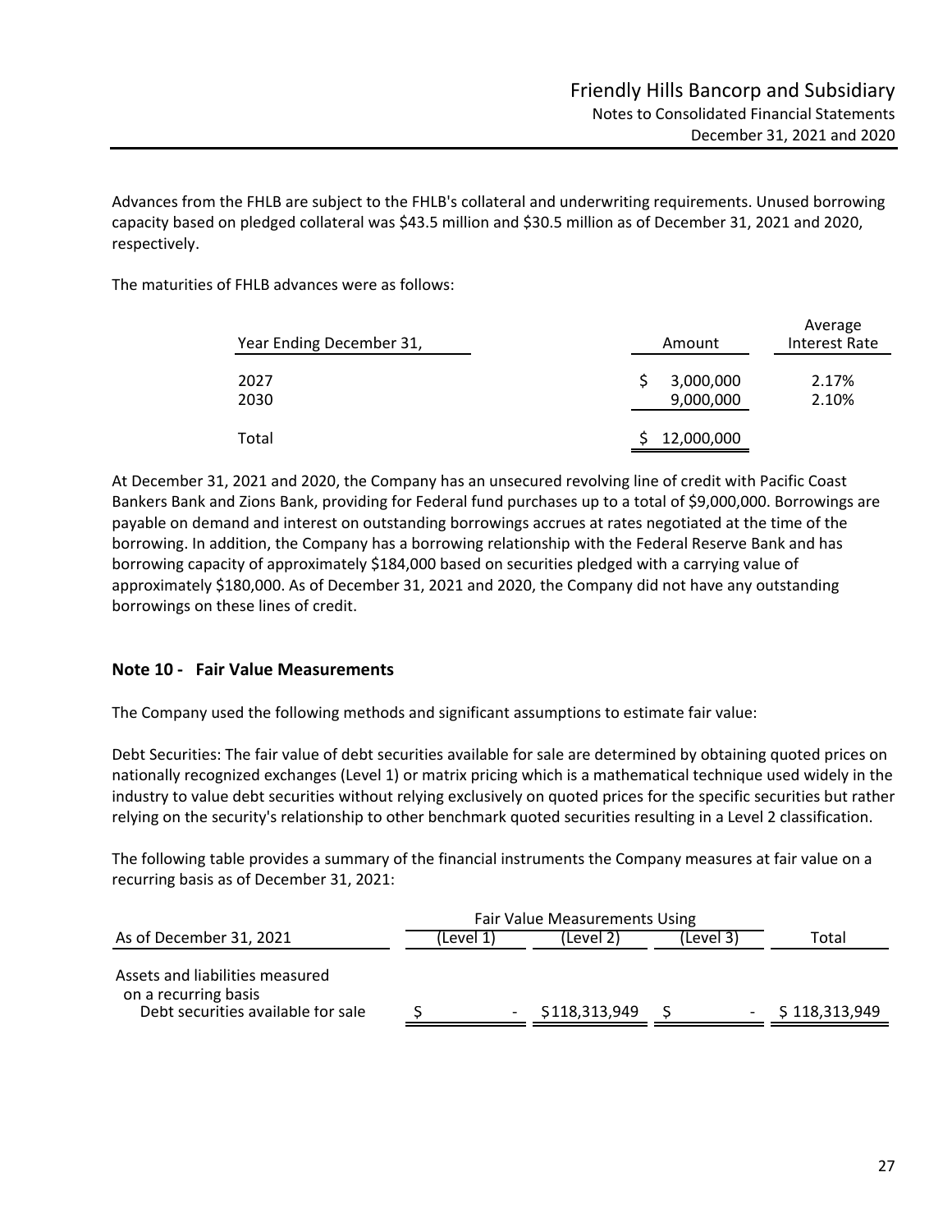Advances from the FHLB are subject to the FHLB's collateral and underwriting requirements. Unused borrowing capacity based on pledged collateral was $43.5 million and $30.5 million as of December 31, 2021 and 2020, respectively.

The maturities of FHLB advances were as follows:

| Year Ending December 31, | Amount | Average Interest Rate |
|---|---|---|
| 2027 | $ 3,000,000 | 2.17% |
| 2030 | 9,000,000 | 2.10% |
| Total | $ 12,000,000 | |

At December 31, 2021 and 2020, the Company has an unsecured revolving line of credit with Pacific Coast Bankers Bank and Zions Bank, providing for Federal fund purchases up to a total of $9,000,000. Borrowings are payable on demand and interest on outstanding borrowings accrues at rates negotiated at the time of the borrowing. In addition, the Company has a borrowing relationship with the Federal Reserve Bank and has borrowing capacity of approximately $184,000 based on securities pledged with a carrying value of approximately $180,000. As of December 31, 2021 and 2020, the Company did not have any outstanding borrowings on these lines of credit.

## Note 10 - Fair Value Measurements

The Company used the following methods and significant assumptions to estimate fair value:

Debt Securities: The fair value of debt securities available for sale are determined by obtaining quoted prices on nationally recognized exchanges (Level 1) or matrix pricing which is a mathematical technique used widely in the industry to value debt securities without relying exclusively on quoted prices for the specific securities but rather relying on the security's relationship to other benchmark quoted securities resulting in a Level 2 classification.

The following table provides a summary of the financial instruments the Company measures at fair value on a recurring basis as of December 31, 2021:

| | Fair Value Measurements Using | | | |
|---|---|---|---|---|
| As of December 31, 2021 | (Level 1) | (Level 2) | (Level 3) | Total |
| Assets and liabilities measured on a recurring basis | | | | |
| Debt securities available for sale | $ - | $118,313,949 | $ - | $ 118,313,949 |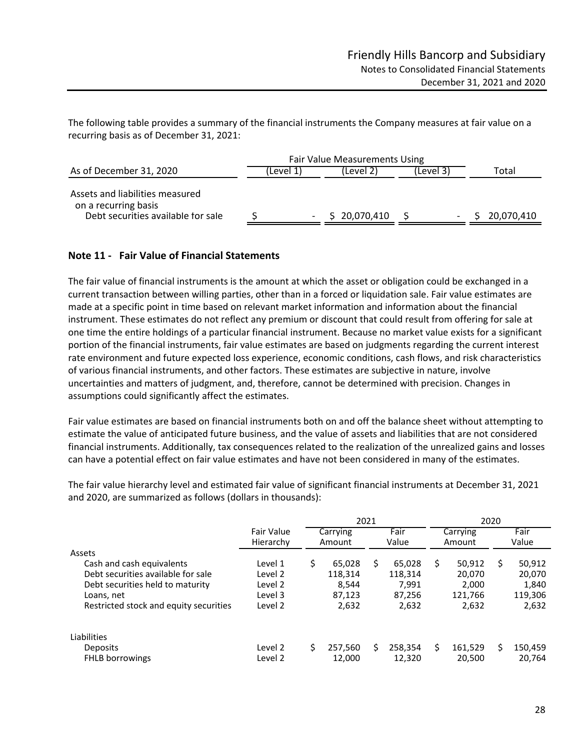The following table provides a summary of the financial instruments the Company measures at fair value on a recurring basis as of December 31, 2021:

| | Fair Value Measurements Using | | | |
|---|---|---|---|---|
| As of December 31, 2020 | (Level 1) | (Level 2) | (Level 3) | Total |
| Assets and liabilities measured on a recurring basis | | | | |
| Debt securities available for sale | $ - | $ 20,070,410 | $ - | $ 20,070,410 |

## Note 11 - Fair Value of Financial Statements

The fair value of financial instruments is the amount at which the asset or obligation could be exchanged in a current transaction between willing parties, other than in a forced or liquidation sale. Fair value estimates are made at a specific point in time based on relevant market information and information about the financial instrument. These estimates do not reflect any premium or discount that could result from offering for sale at one time the entire holdings of a particular financial instrument. Because no market value exists for a significant portion of the financial instruments, fair value estimates are based on judgments regarding the current interest rate environment and future expected loss experience, economic conditions, cash flows, and risk characteristics of various financial instruments, and other factors. These estimates are subjective in nature, involve uncertainties and matters of judgment, and, therefore, cannot be determined with precision. Changes in assumptions could significantly affect the estimates.

Fair value estimates are based on financial instruments both on and off the balance sheet without attempting to estimate the value of anticipated future business, and the value of assets and liabilities that are not considered financial instruments. Additionally, tax consequences related to the realization of the unrealized gains and losses can have a potential effect on fair value estimates and have not been considered in many of the estimates.

The fair value hierarchy level and estimated fair value of significant financial instruments at December 31, 2021 and 2020, are summarized as follows (dollars in thousands):

| | | 2021 | | 2020 | |
|---|---|---|---|---|---|
| | Fair Value Hierarchy | Carrying Amount | Fair Value | Carrying Amount | Fair Value |
| Assets | | | | | |
| Cash and cash equivalents | Level 1 | $ 65,028 | $ 65,028 | $ 50,912 | $ 50,912 |
| Debt securities available for sale | Level 2 | 118,314 | 118,314 | 20,070 | 20,070 |
| Debt securities held to maturity | Level 2 | 8,544 | 7,991 | 2,000 | 1,840 |
| Loans, net | Level 3 | 87,123 | 87,256 | 121,766 | 119,306 |
| Restricted stock and equity securities | Level 2 | 2,632 | 2,632 | 2,632 | 2,632 |
| Liabilities | | | | | |
| Deposits | Level 2 | $ 257,560 | $ 258,354 | $ 161,529 | $ 150,459 |
| FHLB borrowings | Level 2 | 12,000 | 12,320 | 20,500 | 20,764 |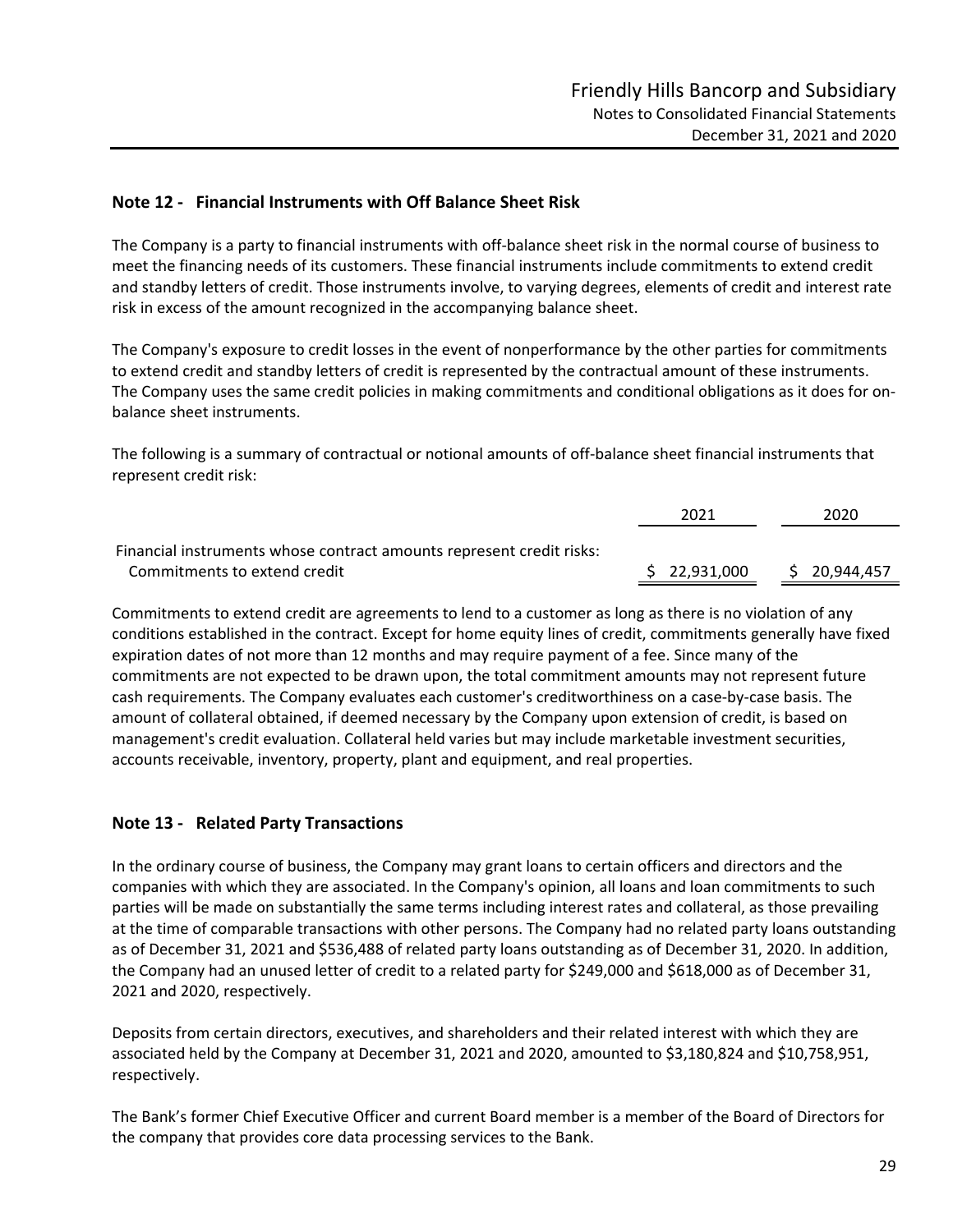## Note 12 - Financial Instruments with Off Balance Sheet Risk

The Company is a party to financial instruments with off-balance sheet risk in the normal course of business to meet the financing needs of its customers. These financial instruments include commitments to extend credit and standby letters of credit. Those instruments involve, to varying degrees, elements of credit and interest rate risk in excess of the amount recognized in the accompanying balance sheet.

The Company's exposure to credit losses in the event of nonperformance by the other parties for commitments to extend credit and standby letters of credit is represented by the contractual amount of these instruments. The Company uses the same credit policies in making commitments and conditional obligations as it does for on-balance sheet instruments.

The following is a summary of contractual or notional amounts of off-balance sheet financial instruments that represent credit risk:

| | 2021 | 2020 |
|---|---|---|
| Financial instruments whose contract amounts represent credit risks: | | |
| Commitments to extend credit | $ 22,931,000 | $ 20,944,457 |

Commitments to extend credit are agreements to lend to a customer as long as there is no violation of any conditions established in the contract. Except for home equity lines of credit, commitments generally have fixed expiration dates of not more than 12 months and may require payment of a fee. Since many of the commitments are not expected to be drawn upon, the total commitment amounts may not represent future cash requirements. The Company evaluates each customer's creditworthiness on a case-by-case basis. The amount of collateral obtained, if deemed necessary by the Company upon extension of credit, is based on management's credit evaluation. Collateral held varies but may include marketable investment securities, accounts receivable, inventory, property, plant and equipment, and real properties.

## Note 13 - Related Party Transactions

In the ordinary course of business, the Company may grant loans to certain officers and directors and the companies with which they are associated. In the Company's opinion, all loans and loan commitments to such parties will be made on substantially the same terms including interest rates and collateral, as those prevailing at the time of comparable transactions with other persons. The Company had no related party loans outstanding as of December 31, 2021 and $536,488 of related party loans outstanding as of December 31, 2020. In addition, the Company had an unused letter of credit to a related party for $249,000 and $618,000 as of December 31, 2021 and 2020, respectively.

Deposits from certain directors, executives, and shareholders and their related interest with which they are associated held by the Company at December 31, 2021 and 2020, amounted to $3,180,824 and $10,758,951, respectively.

The Bank's former Chief Executive Officer and current Board member is a member of the Board of Directors for the company that provides core data processing services to the Bank.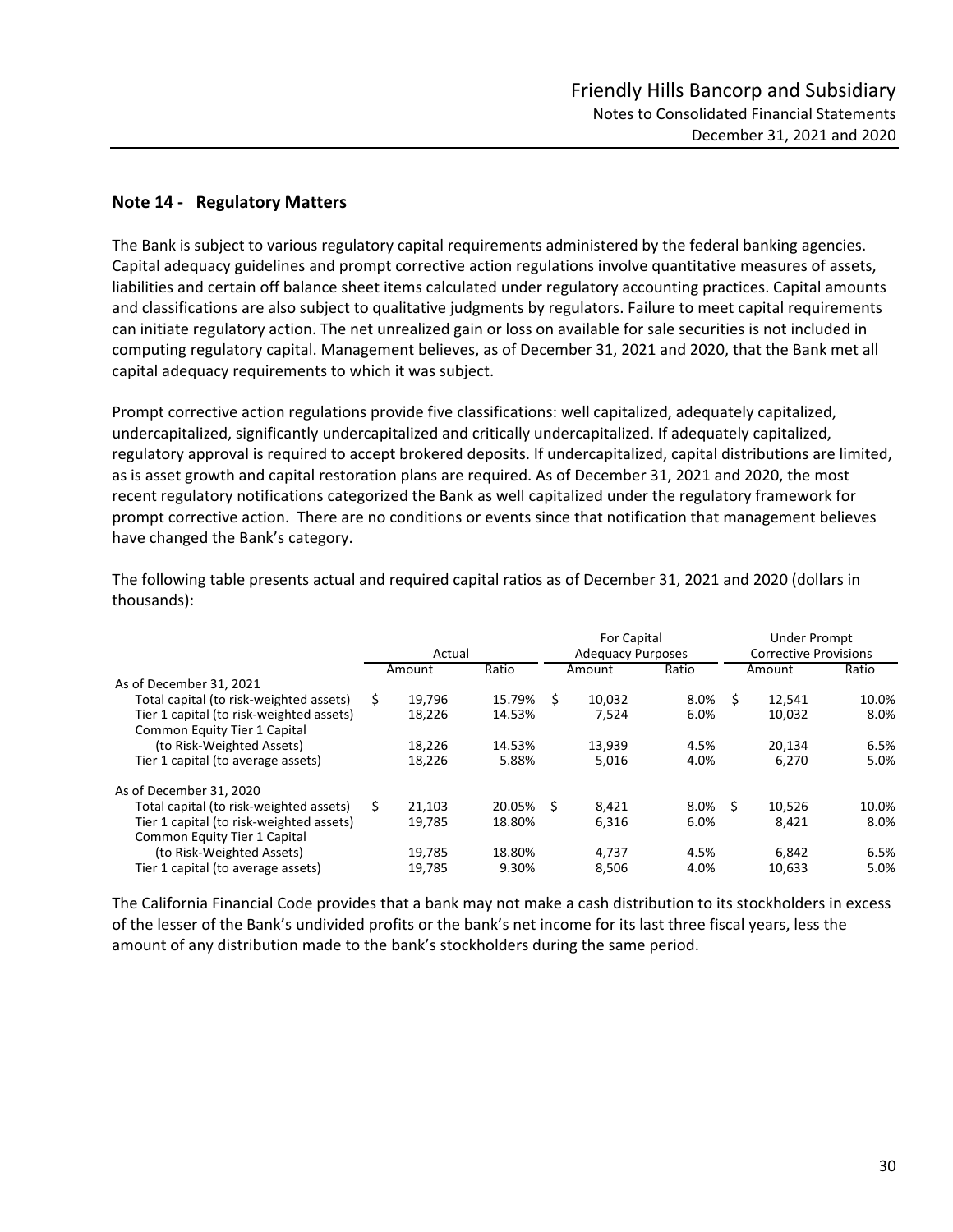## Note 14 - Regulatory Matters

The Bank is subject to various regulatory capital requirements administered by the federal banking agencies. Capital adequacy guidelines and prompt corrective action regulations involve quantitative measures of assets, liabilities and certain off balance sheet items calculated under regulatory accounting practices. Capital amounts and classifications are also subject to qualitative judgments by regulators. Failure to meet capital requirements can initiate regulatory action. The net unrealized gain or loss on available for sale securities is not included in computing regulatory capital. Management believes, as of December 31, 2021 and 2020, that the Bank met all capital adequacy requirements to which it was subject.

Prompt corrective action regulations provide five classifications: well capitalized, adequately capitalized, undercapitalized, significantly undercapitalized and critically undercapitalized. If adequately capitalized, regulatory approval is required to accept brokered deposits. If undercapitalized, capital distributions are limited, as is asset growth and capital restoration plans are required. As of December 31, 2021 and 2020, the most recent regulatory notifications categorized the Bank as well capitalized under the regulatory framework for prompt corrective action. There are no conditions or events since that notification that management believes have changed the Bank's category.

The following table presents actual and required capital ratios as of December 31, 2021 and 2020 (dollars in thousands):

| | Actual | | For Capital Adequacy Purposes | | Under Prompt Corrective Provisions | |
|---|---|---|---|---|---|---|
| | Amount | Ratio | Amount | Ratio | Amount | Ratio |
| As of December 31, 2021 | | | | | | |
| Total capital (to risk-weighted assets) | $ 19,796 | 15.79% | $ 10,032 | 8.0% | $ 12,541 | 10.0% |
| Tier 1 capital (to risk-weighted assets) | 18,226 | 14.53% | 7,524 | 6.0% | 10,032 | 8.0% |
| Common Equity Tier 1 Capital (to Risk-Weighted Assets) | 18,226 | 14.53% | 13,939 | 4.5% | 20,134 | 6.5% |
| Tier 1 capital (to average assets) | 18,226 | 5.88% | 5,016 | 4.0% | 6,270 | 5.0% |
| As of December 31, 2020 | | | | | | |
| Total capital (to risk-weighted assets) | $ 21,103 | 20.05% | $ 8,421 | 8.0% | $ 10,526 | 10.0% |
| Tier 1 capital (to risk-weighted assets) | 19,785 | 18.80% | 6,316 | 6.0% | 8,421 | 8.0% |
| Common Equity Tier 1 Capital (to Risk-Weighted Assets) | 19,785 | 18.80% | 4,737 | 4.5% | 6,842 | 6.5% |
| Tier 1 capital (to average assets) | 19,785 | 9.30% | 8,506 | 4.0% | 10,633 | 5.0% |

The California Financial Code provides that a bank may not make a cash distribution to its stockholders in excess of the lesser of the Bank's undivided profits or the bank's net income for its last three fiscal years, less the amount of any distribution made to the bank's stockholders during the same period.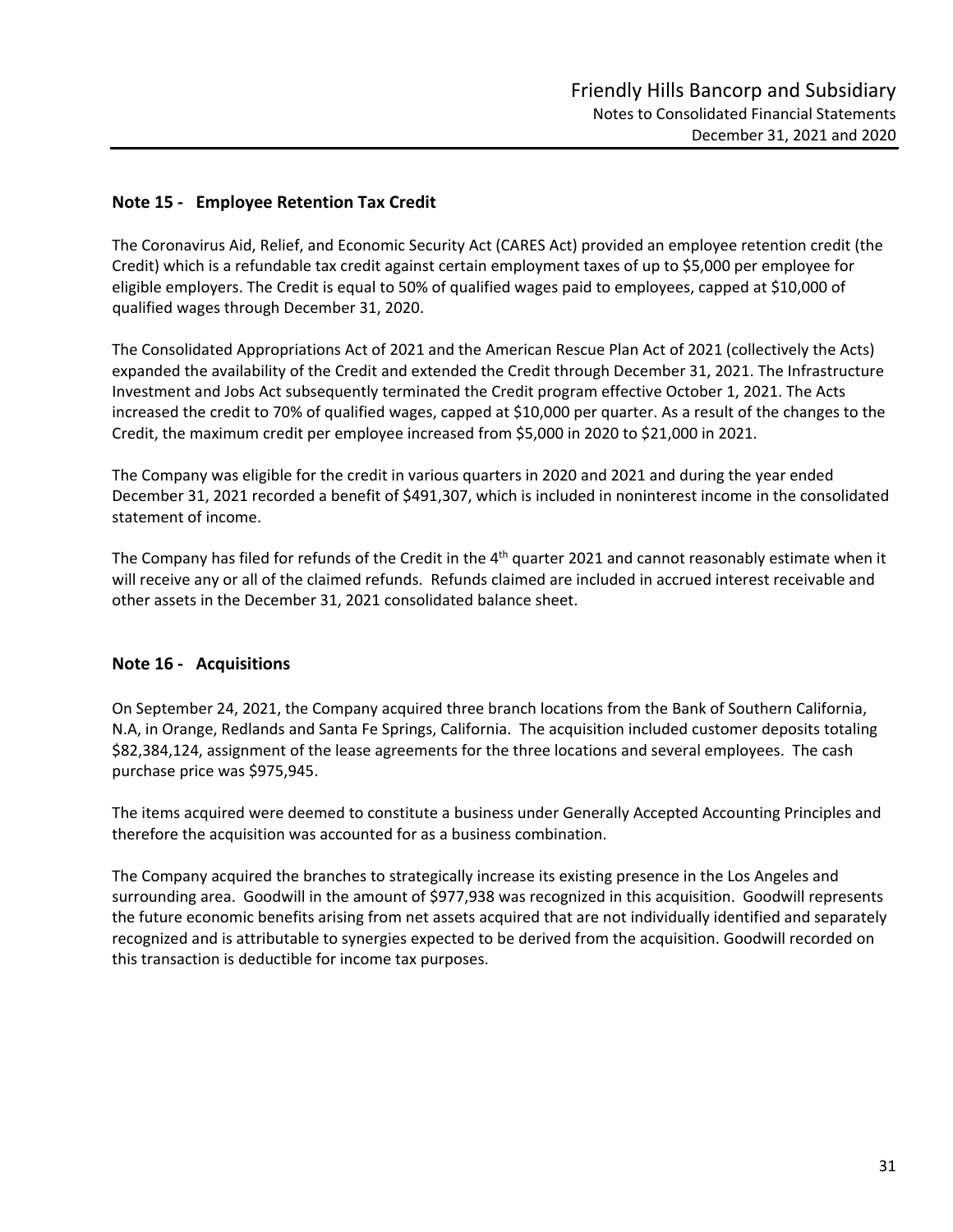## Note 15 - Employee Retention Tax Credit

The Coronavirus Aid, Relief, and Economic Security Act (CARES Act) provided an employee retention credit (the Credit) which is a refundable tax credit against certain employment taxes of up to $5,000 per employee for eligible employers. The Credit is equal to 50% of qualified wages paid to employees, capped at $10,000 of qualified wages through December 31, 2020.

The Consolidated Appropriations Act of 2021 and the American Rescue Plan Act of 2021 (collectively the Acts) expanded the availability of the Credit and extended the Credit through December 31, 2021. The Infrastructure Investment and Jobs Act subsequently terminated the Credit program effective October 1, 2021. The Acts increased the credit to 70% of qualified wages, capped at $10,000 per quarter. As a result of the changes to the Credit, the maximum credit per employee increased from $5,000 in 2020 to $21,000 in 2021.

The Company was eligible for the credit in various quarters in 2020 and 2021 and during the year ended December 31, 2021 recorded a benefit of $491,307, which is included in noninterest income in the consolidated statement of income.

The Company has filed for refunds of the Credit in the 4th quarter 2021 and cannot reasonably estimate when it will receive any or all of the claimed refunds. Refunds claimed are included in accrued interest receivable and other assets in the December 31, 2021 consolidated balance sheet.

## Note 16 - Acquisitions

On September 24, 2021, the Company acquired three branch locations from the Bank of Southern California, N.A, in Orange, Redlands and Santa Fe Springs, California. The acquisition included customer deposits totaling $82,384,124, assignment of the lease agreements for the three locations and several employees. The cash purchase price was $975,945.

The items acquired were deemed to constitute a business under Generally Accepted Accounting Principles and therefore the acquisition was accounted for as a business combination.

The Company acquired the branches to strategically increase its existing presence in the Los Angeles and surrounding area. Goodwill in the amount of $977,938 was recognized in this acquisition. Goodwill represents the future economic benefits arising from net assets acquired that are not individually identified and separately recognized and is attributable to synergies expected to be derived from the acquisition. Goodwill recorded on this transaction is deductible for income tax purposes.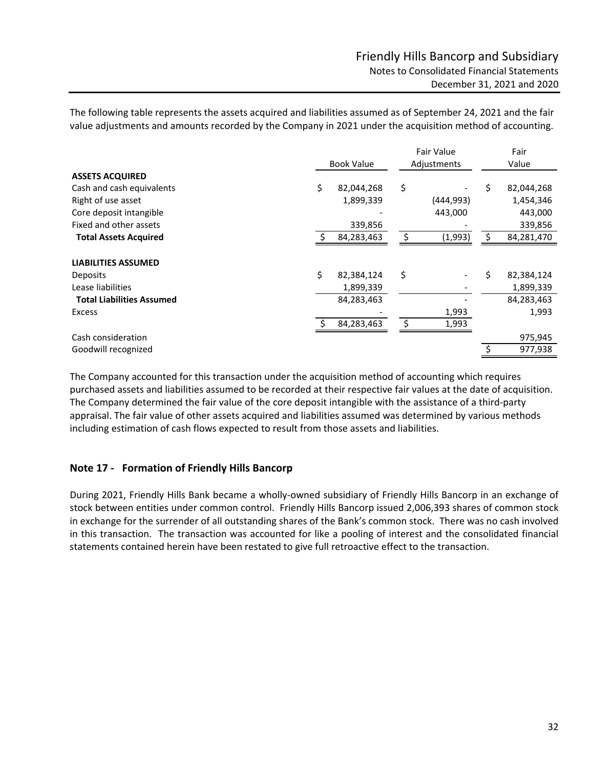The following table represents the assets acquired and liabilities assumed as of September 24, 2021 and the fair value adjustments and amounts recorded by the Company in 2021 under the acquisition method of accounting.

| | Book Value | Fair Value Adjustments | Fair Value |
|---|---|---|---|
| **ASSETS ACQUIRED** | | | |
| Cash and cash equivalents | $ 82,044,268 | $ - | $ 82,044,268 |
| Right of use asset | 1,899,339 | (444,993) | 1,454,346 |
| Core deposit intangible | - | 443,000 | 443,000 |
| Fixed and other assets | 339,856 | - | 339,856 |
| **Total Assets Acquired** | $ 84,283,463 | $ (1,993) | $ 84,281,470 |
| | | | |
| **LIABILITIES ASSUMED** | | | |
| Deposits | $ 82,384,124 | $ - | $ 82,384,124 |
| Lease liabilities | 1,899,339 | - | 1,899,339 |
| **Total Liabilities Assumed** | 84,283,463 | - | 84,283,463 |
| Excess | - | 1,993 | 1,993 |
| | $ 84,283,463 | $ 1,993 | |
| Cash consideration | | | 975,945 |
| Goodwill recognized | | | $ 977,938 |

The Company accounted for this transaction under the acquisition method of accounting which requires purchased assets and liabilities assumed to be recorded at their respective fair values at the date of acquisition. The Company determined the fair value of the core deposit intangible with the assistance of a third-party appraisal. The fair value of other assets acquired and liabilities assumed was determined by various methods including estimation of cash flows expected to result from those assets and liabilities.

## Note 17 - Formation of Friendly Hills Bancorp

During 2021, Friendly Hills Bank became a wholly-owned subsidiary of Friendly Hills Bancorp in an exchange of stock between entities under common control. Friendly Hills Bancorp issued 2,006,393 shares of common stock in exchange for the surrender of all outstanding shares of the Bank's common stock. There was no cash involved in this transaction. The transaction was accounted for like a pooling of interest and the consolidated financial statements contained herein have been restated to give full retroactive effect to the transaction.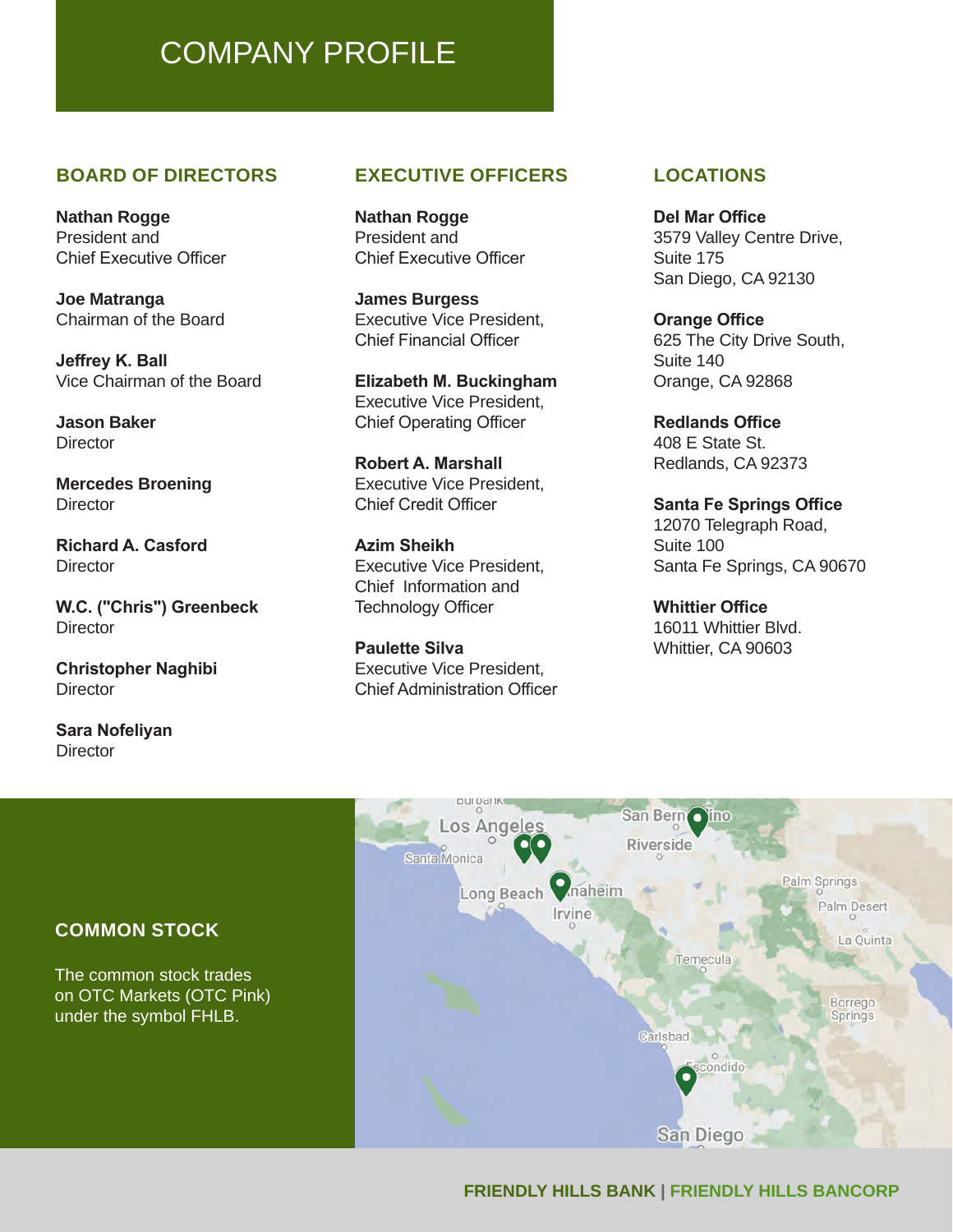# COMPANY PROFILE

## BOARD OF DIRECTORS

**Nathan Rogge**
President and
Chief Executive Officer

**Joe Matranga**
Chairman of the Board

**Jeffrey K. Ball**
Vice Chairman of the Board

**Jason Baker**
Director

**Mercedes Broening**
Director

**Richard A. Casford**
Director

**W.C. ("Chris") Greenbeck**
Director

**Christopher Naghibi**
Director

**Sara Nofeliyan**
Director

## EXECUTIVE OFFICERS

**Nathan Rogge**
President and
Chief Executive Officer

**James Burgess**
Executive Vice President,
Chief Financial Officer

**Elizabeth M. Buckingham**
Executive Vice President,
Chief Operating Officer

**Robert A. Marshall**
Executive Vice President,
Chief Credit Officer

**Azim Sheikh**
Executive Vice President,
Chief Information and
Technology Officer

**Paulette Silva**
Executive Vice President,
Chief Administration Officer

## LOCATIONS

**Del Mar Office**
3579 Valley Centre Drive,
Suite 175
San Diego, CA 92130

**Orange Office**
625 The City Drive South,
Suite 140
Orange, CA 92868

**Redlands Office**
408 E State St.
Redlands, CA 92373

**Santa Fe Springs Office**
12070 Telegraph Road,
Suite 100
Santa Fe Springs, CA 90670

**Whittier Office**
16011 Whittier Blvd.
Whittier, CA 90603

## COMMON STOCK

The common stock trades on OTC Markets (OTC Pink) under the symbol FHLB.

FRIENDLY HILLS BANK | FRIENDLY HILLS BANCORP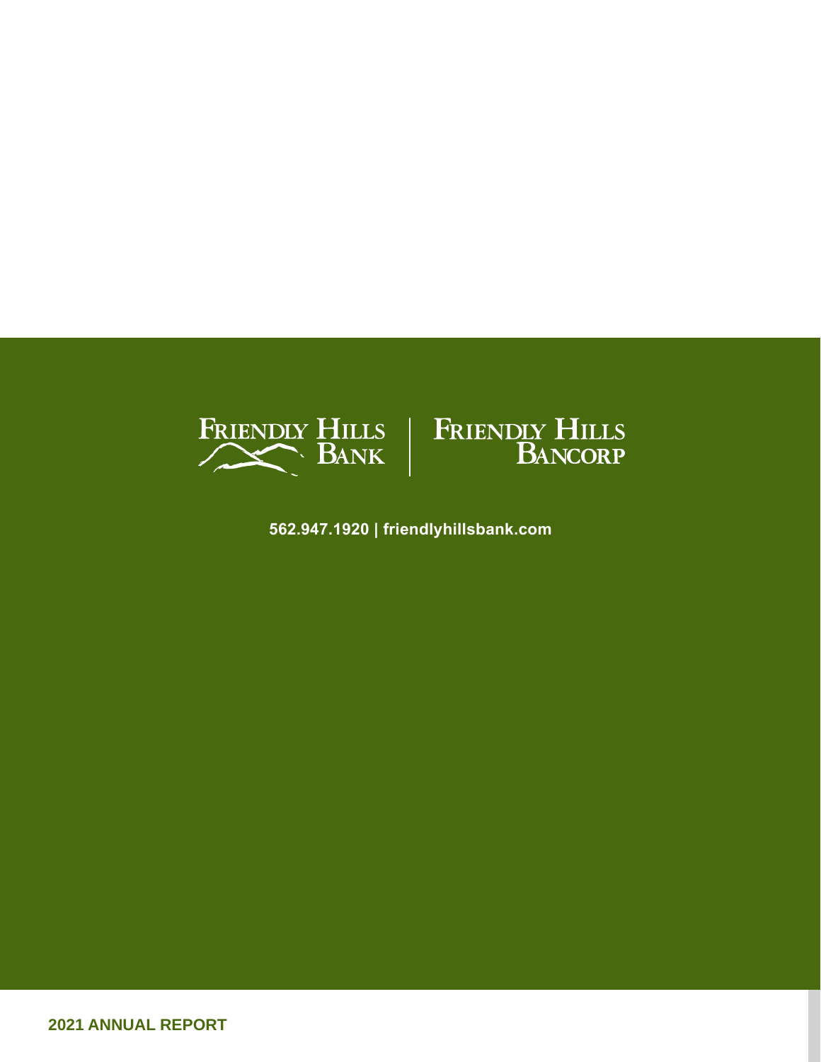FRIENDLY HILLS BANK | FRIENDLY HILLS BANCORP

562.947.1920 | friendlyhillsbank.com

2021 ANNUAL REPORT